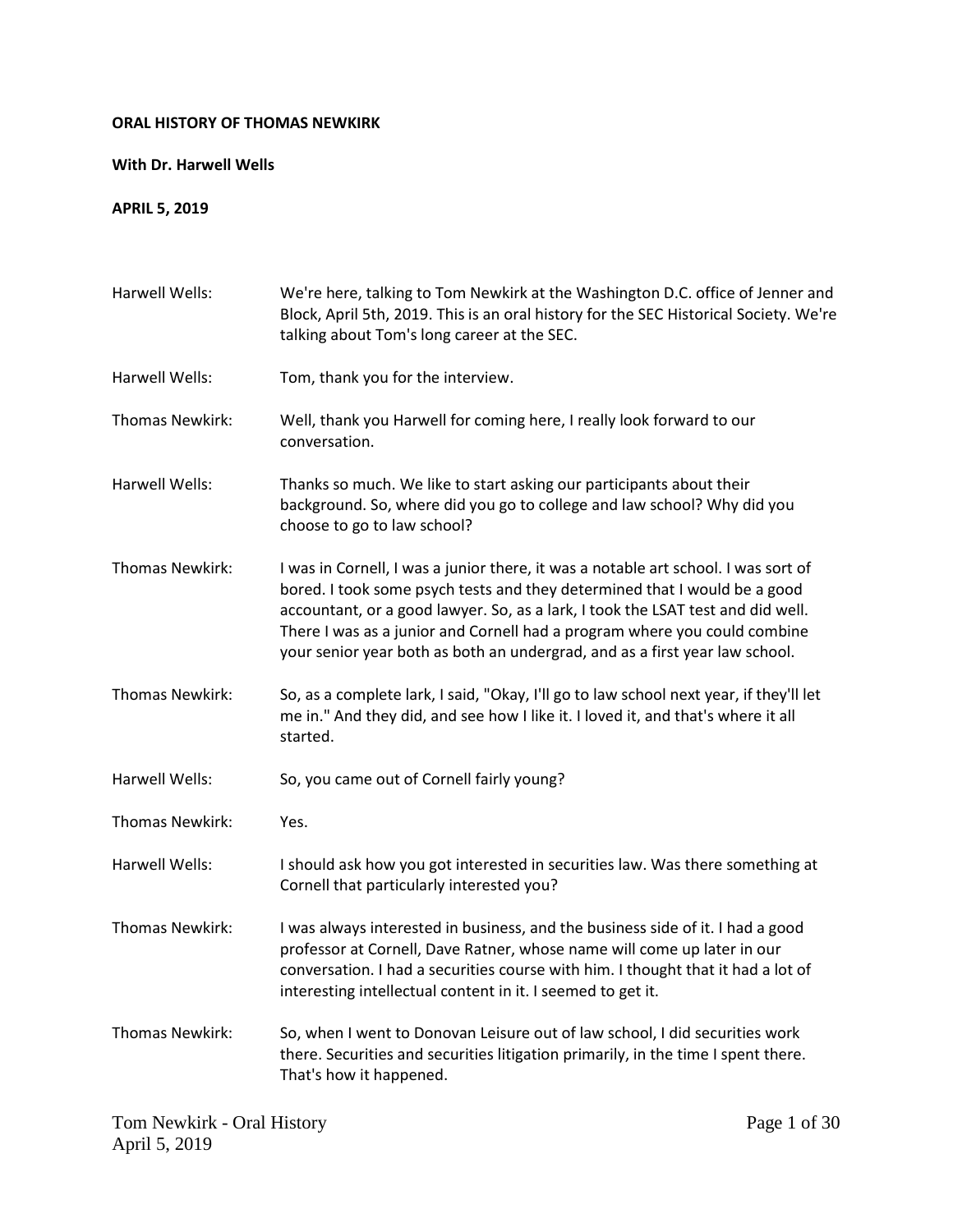**ORAL HISTORY OF THOMAS NEWKIRK**

**With Dr. Harwell Wells**

**APRIL 5, 2019**

Harwell Wells: We're here, talking to Tom Newkirk at the Washington D.C. office of Jenner and Block, April 5th, 2019. This is an oral history for the SEC Historical Society. We're talking about Tom's long career at the SEC.

Harwell Wells: Tom, thank you for the interview.

Thomas Newkirk: Well, thank you Harwell for coming here, I really look forward to our conversation.

Harwell Wells: Thanks so much. We like to start asking our participants about their background. So, where did you go to college and law school? Why did you choose to go to law school?

Thomas Newkirk: I was in Cornell, I was a junior there, it was a notable art school. I was sort of bored. I took some psych tests and they determined that I would be a good accountant, or a good lawyer. So, as a lark, I took the LSAT test and did well. There I was as a junior and Cornell had a program where you could combine your senior year both as both an undergrad, and as a first year law school.

Thomas Newkirk: So, as a complete lark, I said, "Okay, I'll go to law school next year, if they'll let me in." And they did, and see how I like it. I loved it, and that's where it all started.

Harwell Wells: So, you came out of Cornell fairly young?

Thomas Newkirk: Yes.

Harwell Wells: I should ask how you got interested in securities law. Was there something at Cornell that particularly interested you?

Thomas Newkirk: I was always interested in business, and the business side of it. I had a good professor at Cornell, Dave Ratner, whose name will come up later in our conversation. I had a securities course with him. I thought that it had a lot of interesting intellectual content in it. I seemed to get it.

Thomas Newkirk: So, when I went to Donovan Leisure out of law school, I did securities work there. Securities and securities litigation primarily, in the time I spent there. That's how it happened.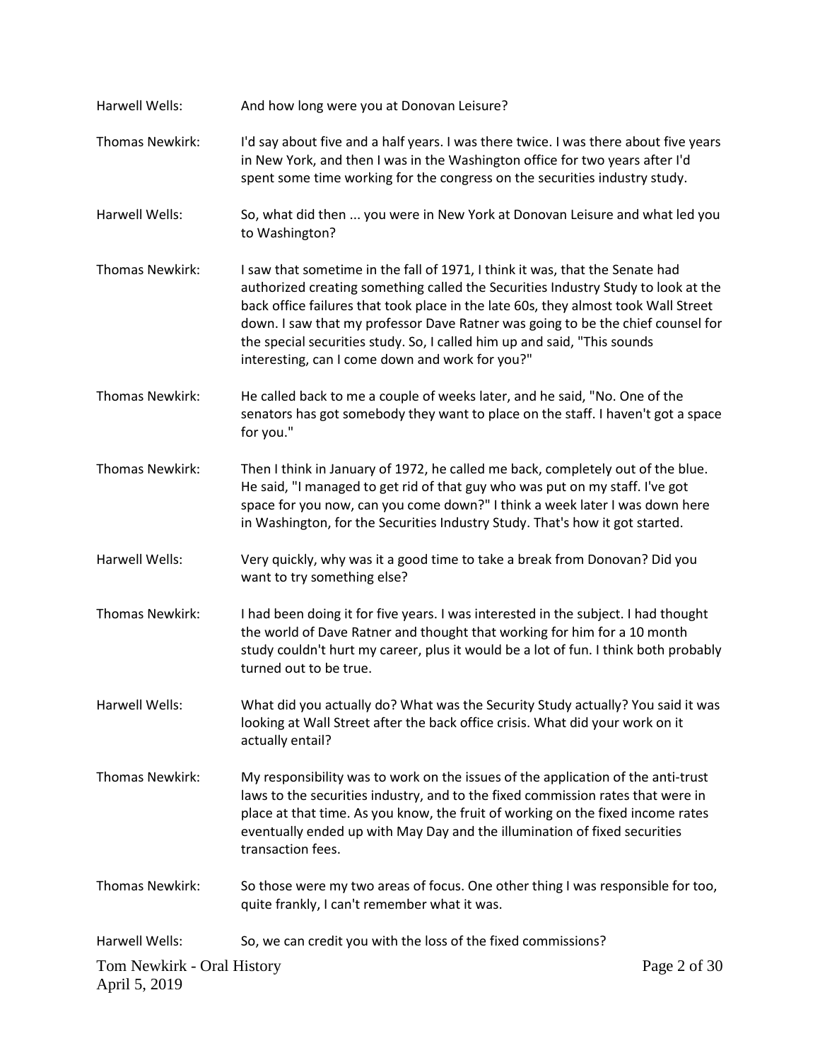Harwell Wells: And how long were you at Donovan Leisure?

Thomas Newkirk: I'd say about five and a half years. I was there twice. I was there about five years in New York, and then I was in the Washington office for two years after I'd spent some time working for the congress on the securities industry study.

Harwell Wells: So, what did then ... you were in New York at Donovan Leisure and what led you to Washington?

Thomas Newkirk: I saw that sometime in the fall of 1971, I think it was, that the Senate had authorized creating something called the Securities Industry Study to look at the back office failures that took place in the late 60s, they almost took Wall Street down. I saw that my professor Dave Ratner was going to be the chief counsel for the special securities study. So, I called him up and said, "This sounds interesting, can I come down and work for you?"

Thomas Newkirk: He called back to me a couple of weeks later, and he said, "No. One of the senators has got somebody they want to place on the staff. I haven't got a space for you."

Thomas Newkirk: Then I think in January of 1972, he called me back, completely out of the blue. He said, "I managed to get rid of that guy who was put on my staff. I've got space for you now, can you come down?" I think a week later I was down here in Washington, for the Securities Industry Study. That's how it got started.

Harwell Wells: Very quickly, why was it a good time to take a break from Donovan? Did you want to try something else?

Thomas Newkirk: I had been doing it for five years. I was interested in the subject. I had thought the world of Dave Ratner and thought that working for him for a 10 month study couldn't hurt my career, plus it would be a lot of fun. I think both probably turned out to be true.

Harwell Wells: What did you actually do? What was the Security Study actually? You said it was looking at Wall Street after the back office crisis. What did your work on it actually entail?

Thomas Newkirk: My responsibility was to work on the issues of the application of the anti-trust laws to the securities industry, and to the fixed commission rates that were in place at that time. As you know, the fruit of working on the fixed income rates eventually ended up with May Day and the illumination of fixed securities transaction fees.

Thomas Newkirk: So those were my two areas of focus. One other thing I was responsible for too, quite frankly, I can't remember what it was.

Harwell Wells: So, we can credit you with the loss of the fixed commissions?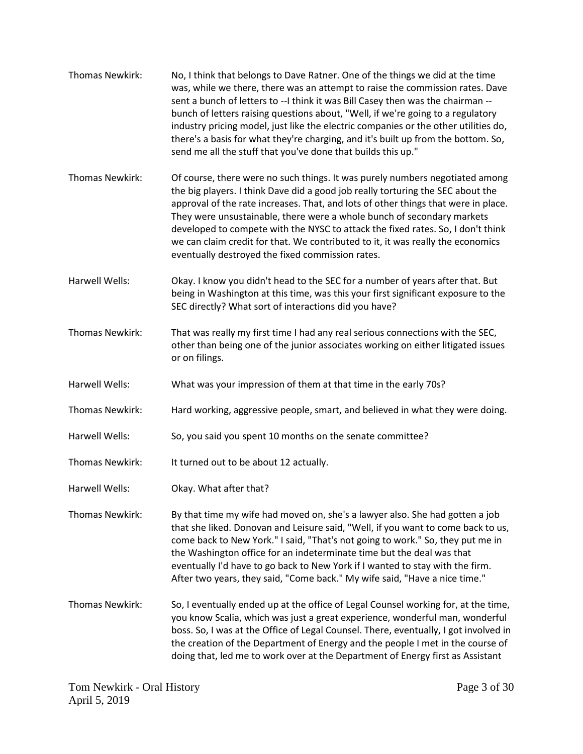Thomas Newkirk: No, I think that belongs to Dave Ratner. One of the things we did at the time was, while we there, there was an attempt to raise the commission rates. Dave sent a bunch of letters to --I think it was Bill Casey then was the chairman -- bunch of letters raising questions about, "Well, if we're going to a regulatory industry pricing model, just like the electric companies or the other utilities do, there's a basis for what they're charging, and it's built up from the bottom. So, send me all the stuff that you've done that builds this up."

Thomas Newkirk: Of course, there were no such things. It was purely numbers negotiated among the big players. I think Dave did a good job really torturing the SEC about the approval of the rate increases. That, and lots of other things that were in place. They were unsustainable, there were a whole bunch of secondary markets developed to compete with the NYSC to attack the fixed rates. So, I don't think we can claim credit for that. We contributed to it, it was really the economics eventually destroyed the fixed commission rates.

Harwell Wells: Okay. I know you didn't head to the SEC for a number of years after that. But being in Washington at this time, was this your first significant exposure to the SEC directly? What sort of interactions did you have?

Thomas Newkirk: That was really my first time I had any real serious connections with the SEC, other than being one of the junior associates working on either litigated issues or on filings.

Harwell Wells: What was your impression of them at that time in the early 70s?

Thomas Newkirk: Hard working, aggressive people, smart, and believed in what they were doing.

Harwell Wells: So, you said you spent 10 months on the senate committee?

Thomas Newkirk: It turned out to be about 12 actually.

Harwell Wells: Okay. What after that?

Thomas Newkirk: By that time my wife had moved on, she's a lawyer also. She had gotten a job that she liked. Donovan and Leisure said, "Well, if you want to come back to us, come back to New York." I said, "That's not going to work." So, they put me in the Washington office for an indeterminate time but the deal was that eventually I'd have to go back to New York if I wanted to stay with the firm. After two years, they said, "Come back." My wife said, "Have a nice time."

Thomas Newkirk: So, I eventually ended up at the office of Legal Counsel working for, at the time, you know Scalia, which was just a great experience, wonderful man, wonderful boss. So, I was at the Office of Legal Counsel. There, eventually, I got involved in the creation of the Department of Energy and the people I met in the course of doing that, led me to work over at the Department of Energy first as Assistant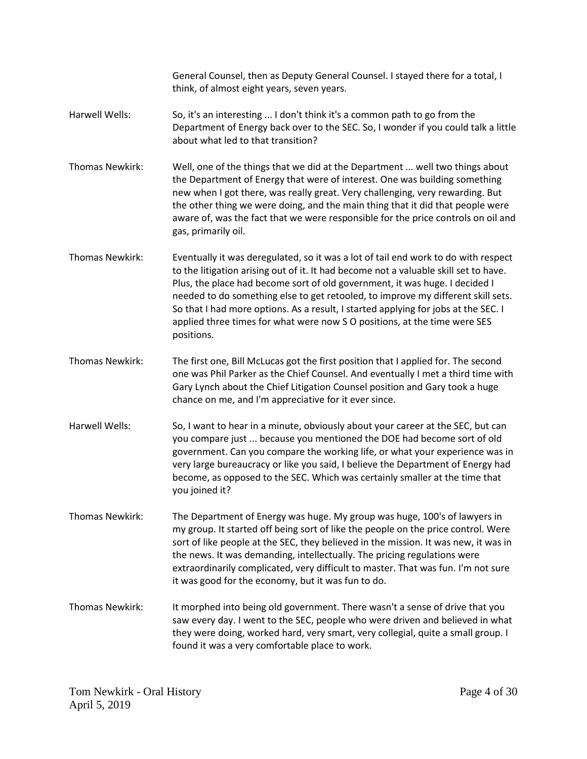General Counsel, then as Deputy General Counsel. I stayed there for a total, I think, of almost eight years, seven years.

**Harwell Wells:** So, it's an interesting ... I don't think it's a common path to go from the Department of Energy back over to the SEC. So, I wonder if you could talk a little about what led to that transition?

**Thomas Newkirk:** Well, one of the things that we did at the Department ... well two things about the Department of Energy that were of interest. One was building something new when I got there, was really great. Very challenging, very rewarding. But the other thing we were doing, and the main thing that it did that people were aware of, was the fact that we were responsible for the price controls on oil and gas, primarily oil.

**Thomas Newkirk:** Eventually it was deregulated, so it was a lot of tail end work to do with respect to the litigation arising out of it. It had become not a valuable skill set to have. Plus, the place had become sort of old government, it was huge. I decided I needed to do something else to get retooled, to improve my different skill sets. So that I had more options. As a result, I started applying for jobs at the SEC. I applied three times for what were now S O positions, at the time were SES positions.

**Thomas Newkirk:** The first one, Bill McLucas got the first position that I applied for. The second one was Phil Parker as the Chief Counsel. And eventually I met a third time with Gary Lynch about the Chief Litigation Counsel position and Gary took a huge chance on me, and I'm appreciative for it ever since.

**Harwell Wells:** So, I want to hear in a minute, obviously about your career at the SEC, but can you compare just ... because you mentioned the DOE had become sort of old government. Can you compare the working life, or what your experience was in very large bureaucracy or like you said, I believe the Department of Energy had become, as opposed to the SEC. Which was certainly smaller at the time that you joined it?

**Thomas Newkirk:** The Department of Energy was huge. My group was huge, 100's of lawyers in my group. It started off being sort of like the people on the price control. Were sort of like people at the SEC, they believed in the mission. It was new, it was in the news. It was demanding, intellectually. The pricing regulations were extraordinarily complicated, very difficult to master. That was fun. I'm not sure it was good for the economy, but it was fun to do.

**Thomas Newkirk:** It morphed into being old government. There wasn't a sense of drive that you saw every day. I went to the SEC, people who were driven and believed in what they were doing, worked hard, very smart, very collegial, quite a small group. I found it was a very comfortable place to work.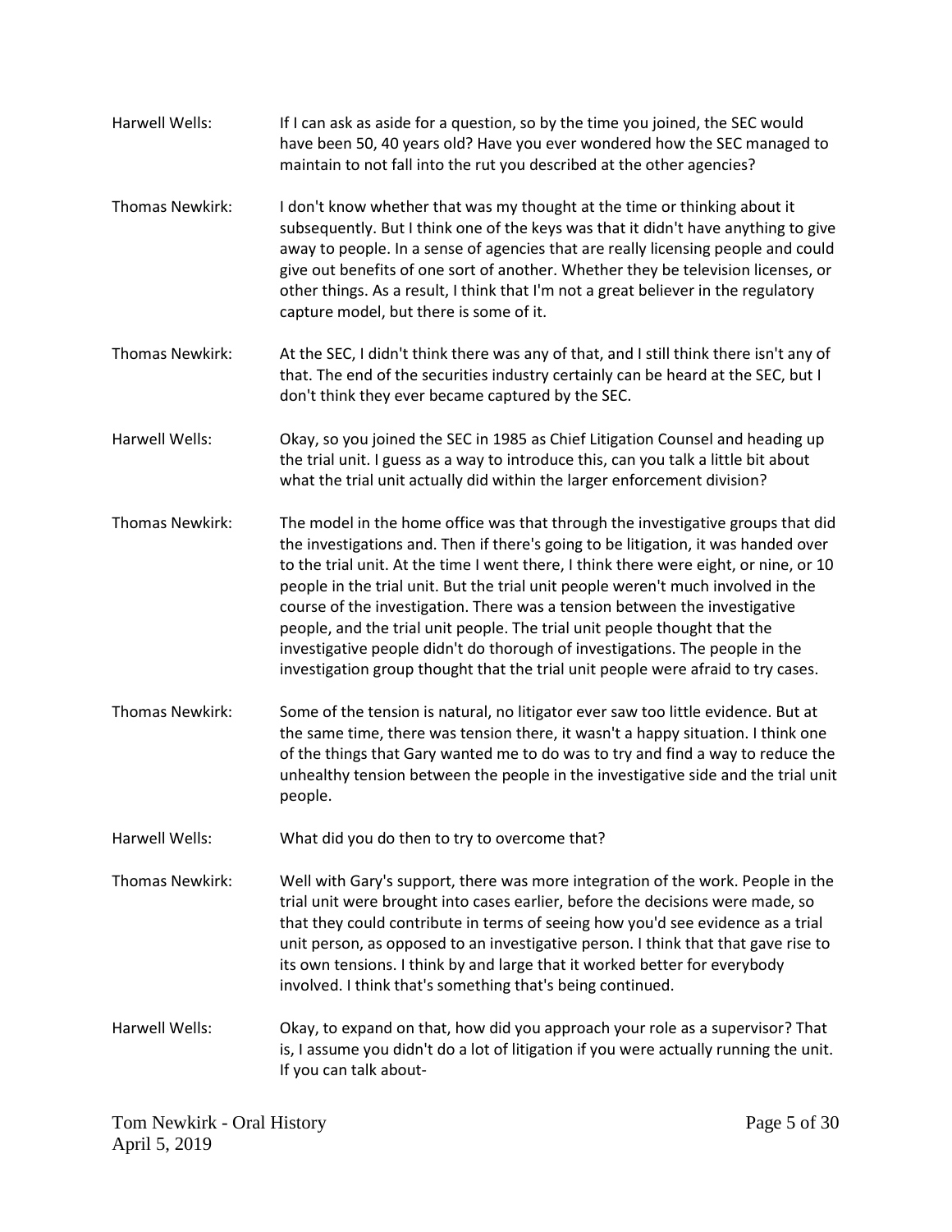Harwell Wells: If I can ask as aside for a question, so by the time you joined, the SEC would have been 50, 40 years old? Have you ever wondered how the SEC managed to maintain to not fall into the rut you described at the other agencies?

Thomas Newkirk: I don't know whether that was my thought at the time or thinking about it subsequently. But I think one of the keys was that it didn't have anything to give away to people. In a sense of agencies that are really licensing people and could give out benefits of one sort of another. Whether they be television licenses, or other things. As a result, I think that I'm not a great believer in the regulatory capture model, but there is some of it.

Thomas Newkirk: At the SEC, I didn't think there was any of that, and I still think there isn't any of that. The end of the securities industry certainly can be heard at the SEC, but I don't think they ever became captured by the SEC.

Harwell Wells: Okay, so you joined the SEC in 1985 as Chief Litigation Counsel and heading up the trial unit. I guess as a way to introduce this, can you talk a little bit about what the trial unit actually did within the larger enforcement division?

Thomas Newkirk: The model in the home office was that through the investigative groups that did the investigations and. Then if there's going to be litigation, it was handed over to the trial unit. At the time I went there, I think there were eight, or nine, or 10 people in the trial unit. But the trial unit people weren't much involved in the course of the investigation. There was a tension between the investigative people, and the trial unit people. The trial unit people thought that the investigative people didn't do thorough of investigations. The people in the investigation group thought that the trial unit people were afraid to try cases.

Thomas Newkirk: Some of the tension is natural, no litigator ever saw too little evidence. But at the same time, there was tension there, it wasn't a happy situation. I think one of the things that Gary wanted me to do was to try and find a way to reduce the unhealthy tension between the people in the investigative side and the trial unit people.

Harwell Wells: What did you do then to try to overcome that?

Thomas Newkirk: Well with Gary's support, there was more integration of the work. People in the trial unit were brought into cases earlier, before the decisions were made, so that they could contribute in terms of seeing how you'd see evidence as a trial unit person, as opposed to an investigative person. I think that that gave rise to its own tensions. I think by and large that it worked better for everybody involved. I think that's something that's being continued.

Harwell Wells: Okay, to expand on that, how did you approach your role as a supervisor? That is, I assume you didn't do a lot of litigation if you were actually running the unit. If you can talk about-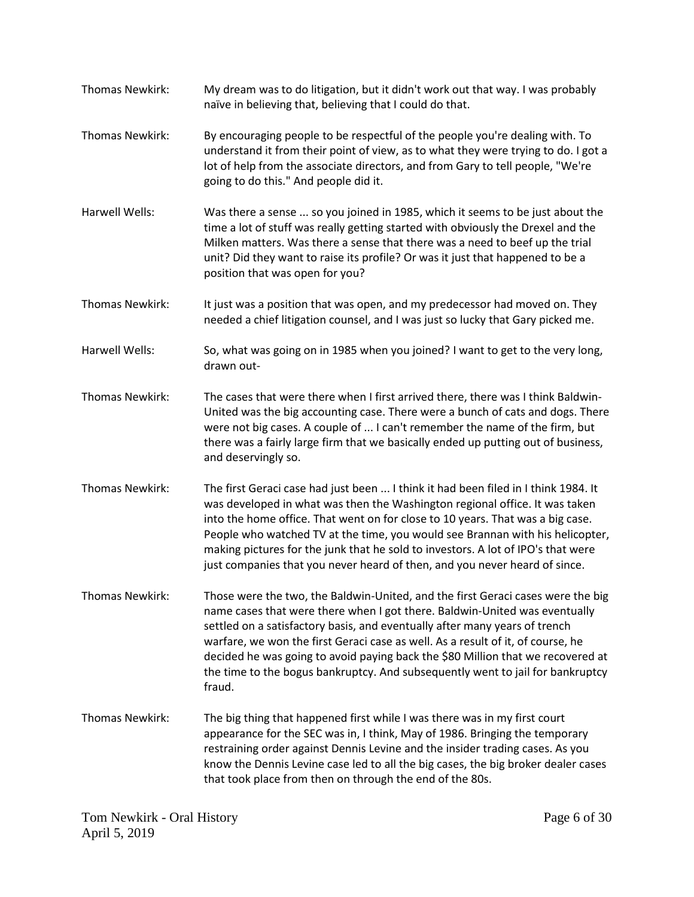Thomas Newkirk: My dream was to do litigation, but it didn't work out that way. I was probably naïve in believing that, believing that I could do that.

Thomas Newkirk: By encouraging people to be respectful of the people you're dealing with. To understand it from their point of view, as to what they were trying to do. I got a lot of help from the associate directors, and from Gary to tell people, "We're going to do this." And people did it.

Harwell Wells: Was there a sense ... so you joined in 1985, which it seems to be just about the time a lot of stuff was really getting started with obviously the Drexel and the Milken matters. Was there a sense that there was a need to beef up the trial unit? Did they want to raise its profile? Or was it just that happened to be a position that was open for you?

Thomas Newkirk: It just was a position that was open, and my predecessor had moved on. They needed a chief litigation counsel, and I was just so lucky that Gary picked me.

Harwell Wells: So, what was going on in 1985 when you joined? I want to get to the very long, drawn out-

Thomas Newkirk: The cases that were there when I first arrived there, there was I think Baldwin-United was the big accounting case. There were a bunch of cats and dogs. There were not big cases. A couple of ... I can't remember the name of the firm, but there was a fairly large firm that we basically ended up putting out of business, and deservingly so.

Thomas Newkirk: The first Geraci case had just been ... I think it had been filed in I think 1984. It was developed in what was then the Washington regional office. It was taken into the home office. That went on for close to 10 years. That was a big case. People who watched TV at the time, you would see Brannan with his helicopter, making pictures for the junk that he sold to investors. A lot of IPO's that were just companies that you never heard of then, and you never heard of since.

Thomas Newkirk: Those were the two, the Baldwin-United, and the first Geraci cases were the big name cases that were there when I got there. Baldwin-United was eventually settled on a satisfactory basis, and eventually after many years of trench warfare, we won the first Geraci case as well. As a result of it, of course, he decided he was going to avoid paying back the $80 Million that we recovered at the time to the bogus bankruptcy. And subsequently went to jail for bankruptcy fraud.

Thomas Newkirk: The big thing that happened first while I was there was in my first court appearance for the SEC was in, I think, May of 1986. Bringing the temporary restraining order against Dennis Levine and the insider trading cases. As you know the Dennis Levine case led to all the big cases, the big broker dealer cases that took place from then on through the end of the 80s.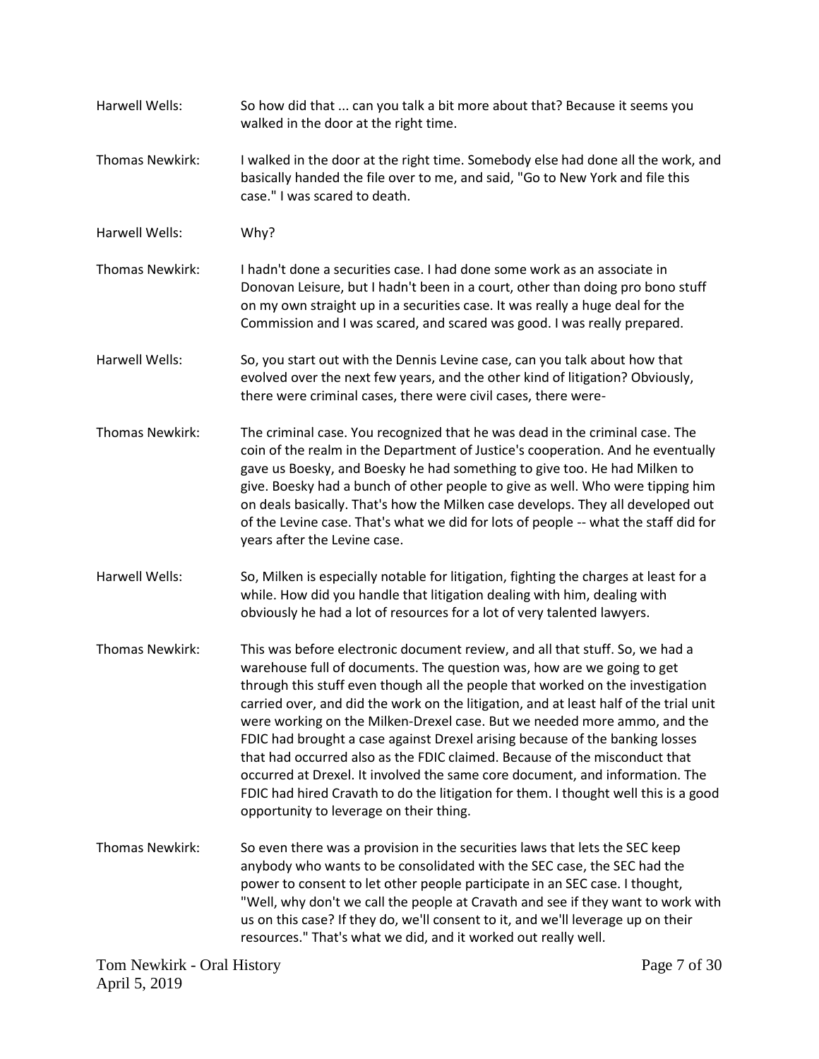Harwell Wells: So how did that ... can you talk a bit more about that? Because it seems you walked in the door at the right time.

Thomas Newkirk: I walked in the door at the right time. Somebody else had done all the work, and basically handed the file over to me, and said, "Go to New York and file this case." I was scared to death.

Harwell Wells: Why?

Thomas Newkirk: I hadn't done a securities case. I had done some work as an associate in Donovan Leisure, but I hadn't been in a court, other than doing pro bono stuff on my own straight up in a securities case. It was really a huge deal for the Commission and I was scared, and scared was good. I was really prepared.

Harwell Wells: So, you start out with the Dennis Levine case, can you talk about how that evolved over the next few years, and the other kind of litigation? Obviously, there were criminal cases, there were civil cases, there were-

Thomas Newkirk: The criminal case. You recognized that he was dead in the criminal case. The coin of the realm in the Department of Justice's cooperation. And he eventually gave us Boesky, and Boesky he had something to give too. He had Milken to give. Boesky had a bunch of other people to give as well. Who were tipping him on deals basically. That's how the Milken case develops. They all developed out of the Levine case. That's what we did for lots of people -- what the staff did for years after the Levine case.

Harwell Wells: So, Milken is especially notable for litigation, fighting the charges at least for a while. How did you handle that litigation dealing with him, dealing with obviously he had a lot of resources for a lot of very talented lawyers.

Thomas Newkirk: This was before electronic document review, and all that stuff. So, we had a warehouse full of documents. The question was, how are we going to get through this stuff even though all the people that worked on the investigation carried over, and did the work on the litigation, and at least half of the trial unit were working on the Milken-Drexel case. But we needed more ammo, and the FDIC had brought a case against Drexel arising because of the banking losses that had occurred also as the FDIC claimed. Because of the misconduct that occurred at Drexel. It involved the same core document, and information. The FDIC had hired Cravath to do the litigation for them. I thought well this is a good opportunity to leverage on their thing.

Thomas Newkirk: So even there was a provision in the securities laws that lets the SEC keep anybody who wants to be consolidated with the SEC case, the SEC had the power to consent to let other people participate in an SEC case. I thought, "Well, why don't we call the people at Cravath and see if they want to work with us on this case? If they do, we'll consent to it, and we'll leverage up on their resources." That's what we did, and it worked out really well.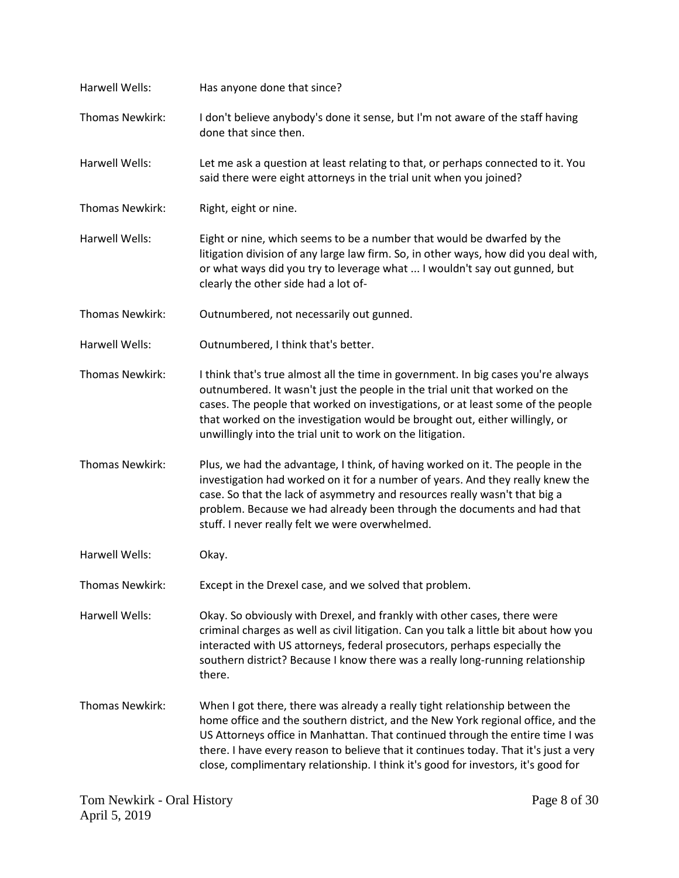**Harwell Wells:** Has anyone done that since?

**Thomas Newkirk:** I don't believe anybody's done it sense, but I'm not aware of the staff having done that since then.

**Harwell Wells:** Let me ask a question at least relating to that, or perhaps connected to it. You said there were eight attorneys in the trial unit when you joined?

**Thomas Newkirk:** Right, eight or nine.

**Harwell Wells:** Eight or nine, which seems to be a number that would be dwarfed by the litigation division of any large law firm. So, in other ways, how did you deal with, or what ways did you try to leverage what ... I wouldn't say out gunned, but clearly the other side had a lot of-

**Thomas Newkirk:** Outnumbered, not necessarily out gunned.

**Harwell Wells:** Outnumbered, I think that's better.

**Thomas Newkirk:** I think that's true almost all the time in government. In big cases you're always outnumbered. It wasn't just the people in the trial unit that worked on the cases. The people that worked on investigations, or at least some of the people that worked on the investigation would be brought out, either willingly, or unwillingly into the trial unit to work on the litigation.

**Thomas Newkirk:** Plus, we had the advantage, I think, of having worked on it. The people in the investigation had worked on it for a number of years. And they really knew the case. So that the lack of asymmetry and resources really wasn't that big a problem. Because we had already been through the documents and had that stuff. I never really felt we were overwhelmed.

**Harwell Wells:** Okay.

**Thomas Newkirk:** Except in the Drexel case, and we solved that problem.

**Harwell Wells:** Okay. So obviously with Drexel, and frankly with other cases, there were criminal charges as well as civil litigation. Can you talk a little bit about how you interacted with US attorneys, federal prosecutors, perhaps especially the southern district? Because I know there was a really long-running relationship there.

**Thomas Newkirk:** When I got there, there was already a really tight relationship between the home office and the southern district, and the New York regional office, and the US Attorneys office in Manhattan. That continued through the entire time I was there. I have every reason to believe that it continues today. That it's just a very close, complimentary relationship. I think it's good for investors, it's good for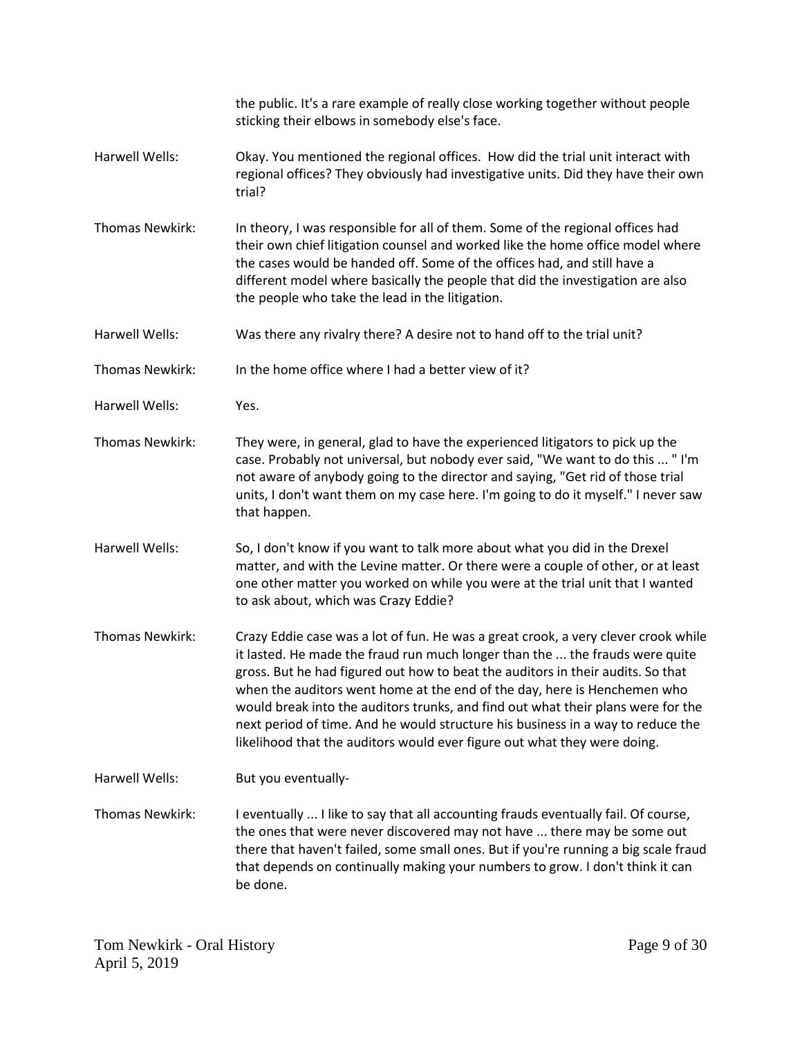the public. It's a rare example of really close working together without people sticking their elbows in somebody else's face.

**Harwell Wells:** Okay. You mentioned the regional offices. How did the trial unit interact with regional offices? They obviously had investigative units. Did they have their own trial?

**Thomas Newkirk:** In theory, I was responsible for all of them. Some of the regional offices had their own chief litigation counsel and worked like the home office model where the cases would be handed off. Some of the offices had, and still have a different model where basically the people that did the investigation are also the people who take the lead in the litigation.

**Harwell Wells:** Was there any rivalry there? A desire not to hand off to the trial unit?

**Thomas Newkirk:** In the home office where I had a better view of it?

**Harwell Wells:** Yes.

**Thomas Newkirk:** They were, in general, glad to have the experienced litigators to pick up the case. Probably not universal, but nobody ever said, "We want to do this ... " I'm not aware of anybody going to the director and saying, "Get rid of those trial units, I don't want them on my case here. I'm going to do it myself." I never saw that happen.

**Harwell Wells:** So, I don't know if you want to talk more about what you did in the Drexel matter, and with the Levine matter. Or there were a couple of other, or at least one other matter you worked on while you were at the trial unit that I wanted to ask about, which was Crazy Eddie?

**Thomas Newkirk:** Crazy Eddie case was a lot of fun. He was a great crook, a very clever crook while it lasted. He made the fraud run much longer than the ... the frauds were quite gross. But he had figured out how to beat the auditors in their audits. So that when the auditors went home at the end of the day, here is Henchemen who would break into the auditors trunks, and find out what their plans were for the next period of time. And he would structure his business in a way to reduce the likelihood that the auditors would ever figure out what they were doing.

**Harwell Wells:** But you eventually-

**Thomas Newkirk:** I eventually ... I like to say that all accounting frauds eventually fail. Of course, the ones that were never discovered may not have ... there may be some out there that haven't failed, some small ones. But if you're running a big scale fraud that depends on continually making your numbers to grow. I don't think it can be done.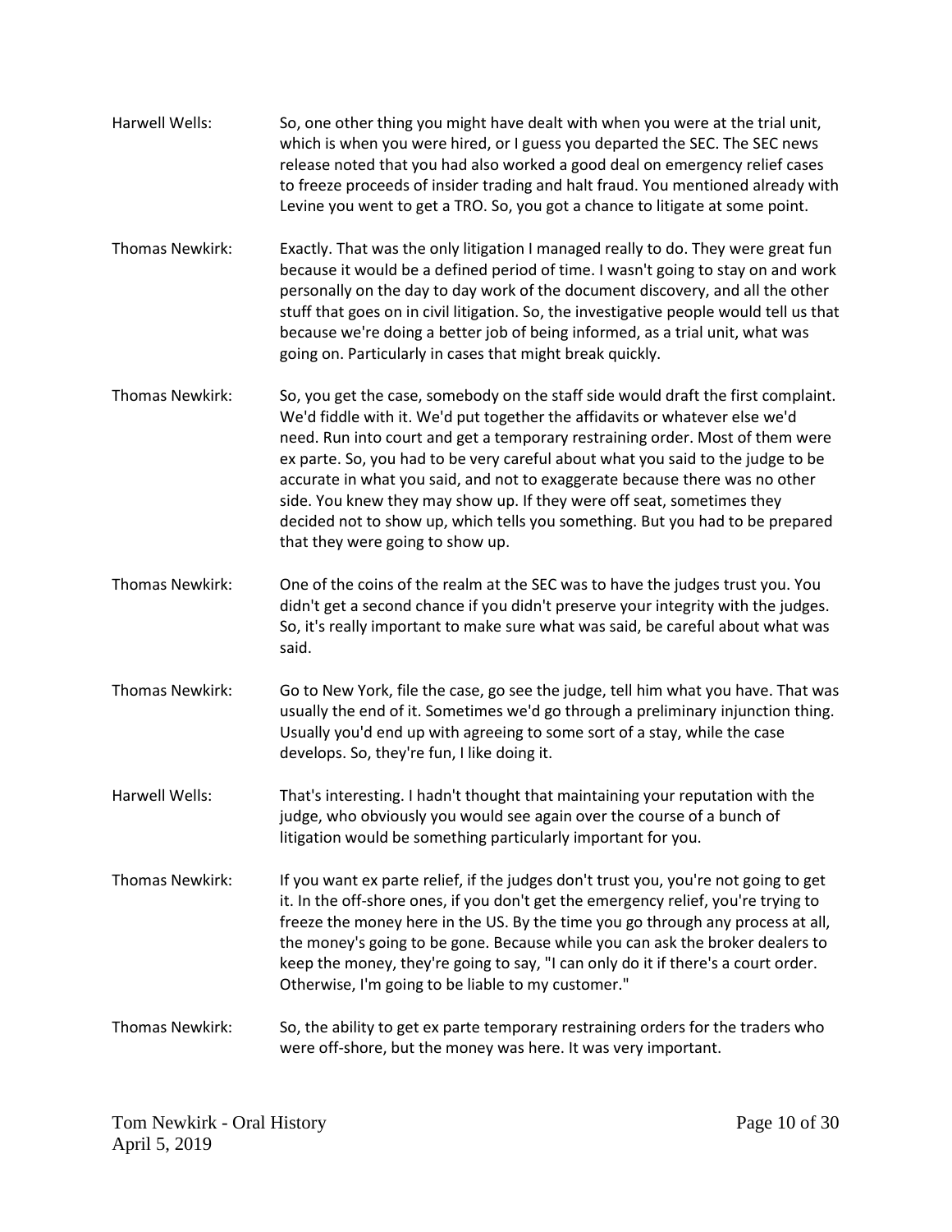Harwell Wells: So, one other thing you might have dealt with when you were at the trial unit, which is when you were hired, or I guess you departed the SEC. The SEC news release noted that you had also worked a good deal on emergency relief cases to freeze proceeds of insider trading and halt fraud. You mentioned already with Levine you went to get a TRO. So, you got a chance to litigate at some point.

Thomas Newkirk: Exactly. That was the only litigation I managed really to do. They were great fun because it would be a defined period of time. I wasn't going to stay on and work personally on the day to day work of the document discovery, and all the other stuff that goes on in civil litigation. So, the investigative people would tell us that because we're doing a better job of being informed, as a trial unit, what was going on. Particularly in cases that might break quickly.

Thomas Newkirk: So, you get the case, somebody on the staff side would draft the first complaint. We'd fiddle with it. We'd put together the affidavits or whatever else we'd need. Run into court and get a temporary restraining order. Most of them were ex parte. So, you had to be very careful about what you said to the judge to be accurate in what you said, and not to exaggerate because there was no other side. You knew they may show up. If they were off seat, sometimes they decided not to show up, which tells you something. But you had to be prepared that they were going to show up.

Thomas Newkirk: One of the coins of the realm at the SEC was to have the judges trust you. You didn't get a second chance if you didn't preserve your integrity with the judges. So, it's really important to make sure what was said, be careful about what was said.

Thomas Newkirk: Go to New York, file the case, go see the judge, tell him what you have. That was usually the end of it. Sometimes we'd go through a preliminary injunction thing. Usually you'd end up with agreeing to some sort of a stay, while the case develops. So, they're fun, I like doing it.

Harwell Wells: That's interesting. I hadn't thought that maintaining your reputation with the judge, who obviously you would see again over the course of a bunch of litigation would be something particularly important for you.

Thomas Newkirk: If you want ex parte relief, if the judges don't trust you, you're not going to get it. In the off-shore ones, if you don't get the emergency relief, you're trying to freeze the money here in the US. By the time you go through any process at all, the money's going to be gone. Because while you can ask the broker dealers to keep the money, they're going to say, "I can only do it if there's a court order. Otherwise, I'm going to be liable to my customer."

Thomas Newkirk: So, the ability to get ex parte temporary restraining orders for the traders who were off-shore, but the money was here. It was very important.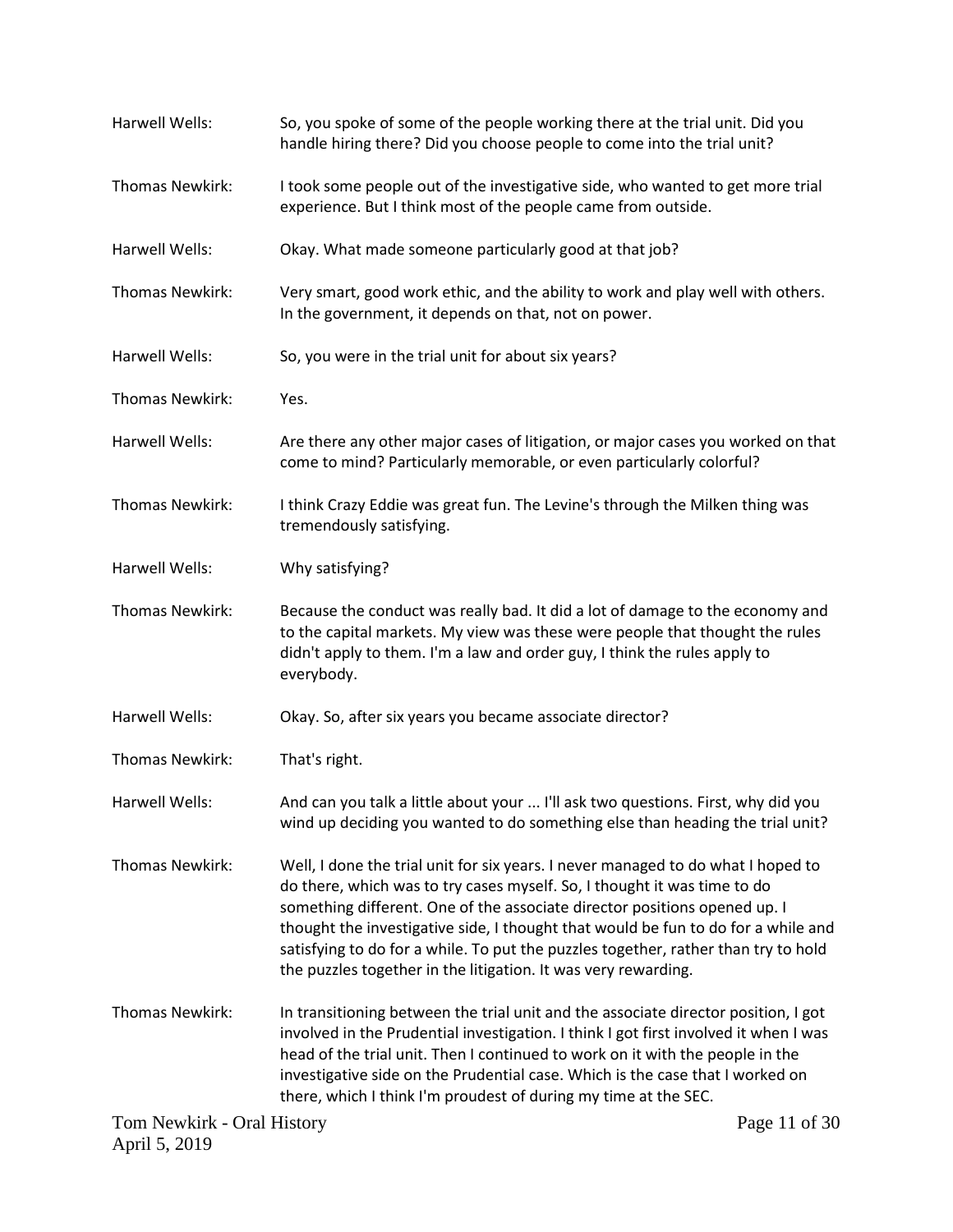Harwell Wells: So, you spoke of some of the people working there at the trial unit. Did you handle hiring there? Did you choose people to come into the trial unit?

Thomas Newkirk: I took some people out of the investigative side, who wanted to get more trial experience. But I think most of the people came from outside.

Harwell Wells: Okay. What made someone particularly good at that job?

Thomas Newkirk: Very smart, good work ethic, and the ability to work and play well with others. In the government, it depends on that, not on power.

Harwell Wells: So, you were in the trial unit for about six years?

Thomas Newkirk: Yes.

Harwell Wells: Are there any other major cases of litigation, or major cases you worked on that come to mind? Particularly memorable, or even particularly colorful?

Thomas Newkirk: I think Crazy Eddie was great fun. The Levine's through the Milken thing was tremendously satisfying.

Harwell Wells: Why satisfying?

Thomas Newkirk: Because the conduct was really bad. It did a lot of damage to the economy and to the capital markets. My view was these were people that thought the rules didn't apply to them. I'm a law and order guy, I think the rules apply to everybody.

Harwell Wells: Okay. So, after six years you became associate director?

Thomas Newkirk: That's right.

Harwell Wells: And can you talk a little about your ... I'll ask two questions. First, why did you wind up deciding you wanted to do something else than heading the trial unit?

Thomas Newkirk: Well, I done the trial unit for six years. I never managed to do what I hoped to do there, which was to try cases myself. So, I thought it was time to do something different. One of the associate director positions opened up. I thought the investigative side, I thought that would be fun to do for a while and satisfying to do for a while. To put the puzzles together, rather than try to hold the puzzles together in the litigation. It was very rewarding.

Thomas Newkirk: In transitioning between the trial unit and the associate director position, I got involved in the Prudential investigation. I think I got first involved it when I was head of the trial unit. Then I continued to work on it with the people in the investigative side on the Prudential case. Which is the case that I worked on there, which I think I'm proudest of during my time at the SEC.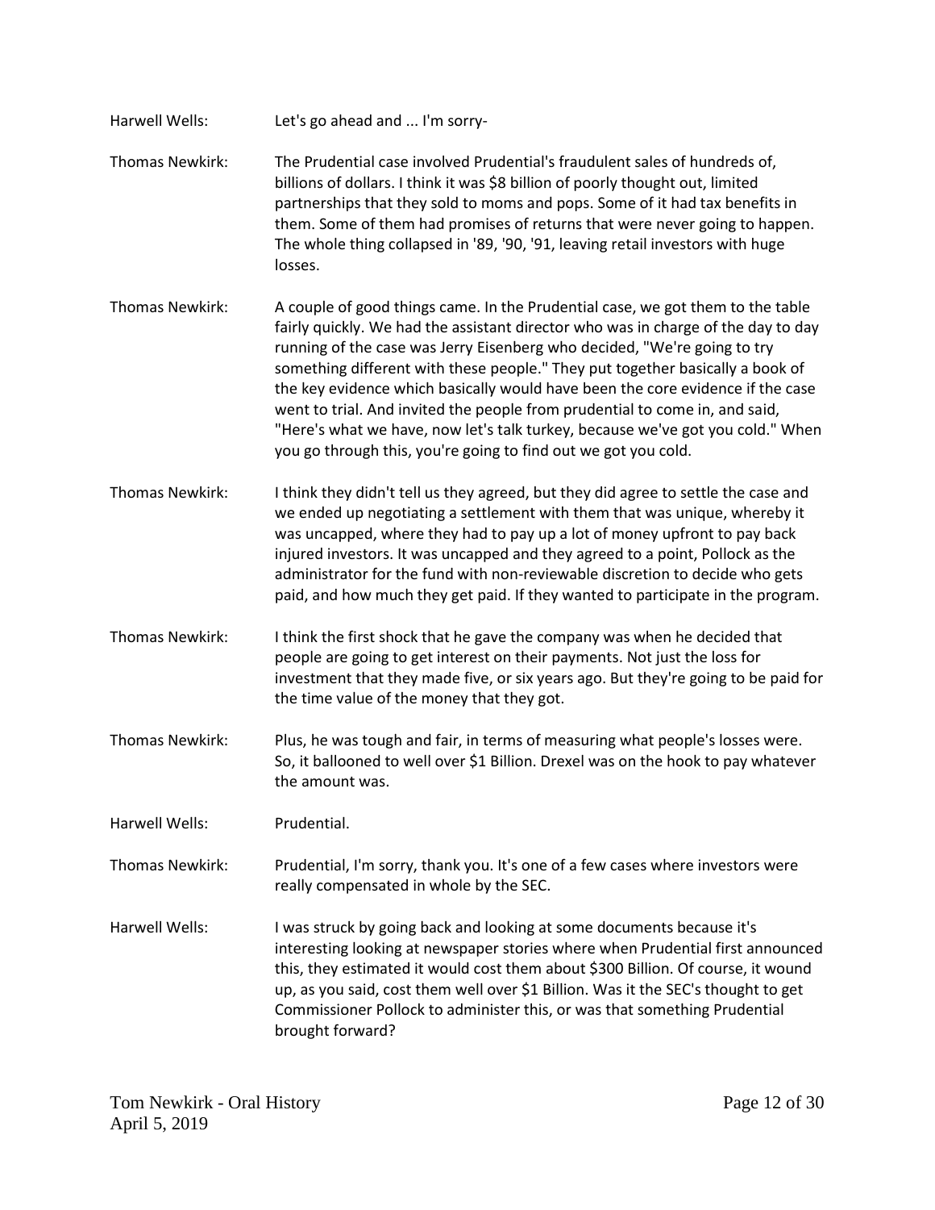Harwell Wells: Let's go ahead and ... I'm sorry-

Thomas Newkirk: The Prudential case involved Prudential's fraudulent sales of hundreds of, billions of dollars. I think it was $8 billion of poorly thought out, limited partnerships that they sold to moms and pops. Some of it had tax benefits in them. Some of them had promises of returns that were never going to happen. The whole thing collapsed in '89, '90, '91, leaving retail investors with huge losses.

Thomas Newkirk: A couple of good things came. In the Prudential case, we got them to the table fairly quickly. We had the assistant director who was in charge of the day to day running of the case was Jerry Eisenberg who decided, "We're going to try something different with these people." They put together basically a book of the key evidence which basically would have been the core evidence if the case went to trial. And invited the people from prudential to come in, and said, "Here's what we have, now let's talk turkey, because we've got you cold." When you go through this, you're going to find out we got you cold.

Thomas Newkirk: I think they didn't tell us they agreed, but they did agree to settle the case and we ended up negotiating a settlement with them that was unique, whereby it was uncapped, where they had to pay up a lot of money upfront to pay back injured investors. It was uncapped and they agreed to a point, Pollock as the administrator for the fund with non-reviewable discretion to decide who gets paid, and how much they get paid. If they wanted to participate in the program.

Thomas Newkirk: I think the first shock that he gave the company was when he decided that people are going to get interest on their payments. Not just the loss for investment that they made five, or six years ago. But they're going to be paid for the time value of the money that they got.

Thomas Newkirk: Plus, he was tough and fair, in terms of measuring what people's losses were. So, it ballooned to well over $1 Billion. Drexel was on the hook to pay whatever the amount was.

Harwell Wells: Prudential.

Thomas Newkirk: Prudential, I'm sorry, thank you. It's one of a few cases where investors were really compensated in whole by the SEC.

Harwell Wells: I was struck by going back and looking at some documents because it's interesting looking at newspaper stories where when Prudential first announced this, they estimated it would cost them about $300 Billion. Of course, it wound up, as you said, cost them well over $1 Billion. Was it the SEC's thought to get Commissioner Pollock to administer this, or was that something Prudential brought forward?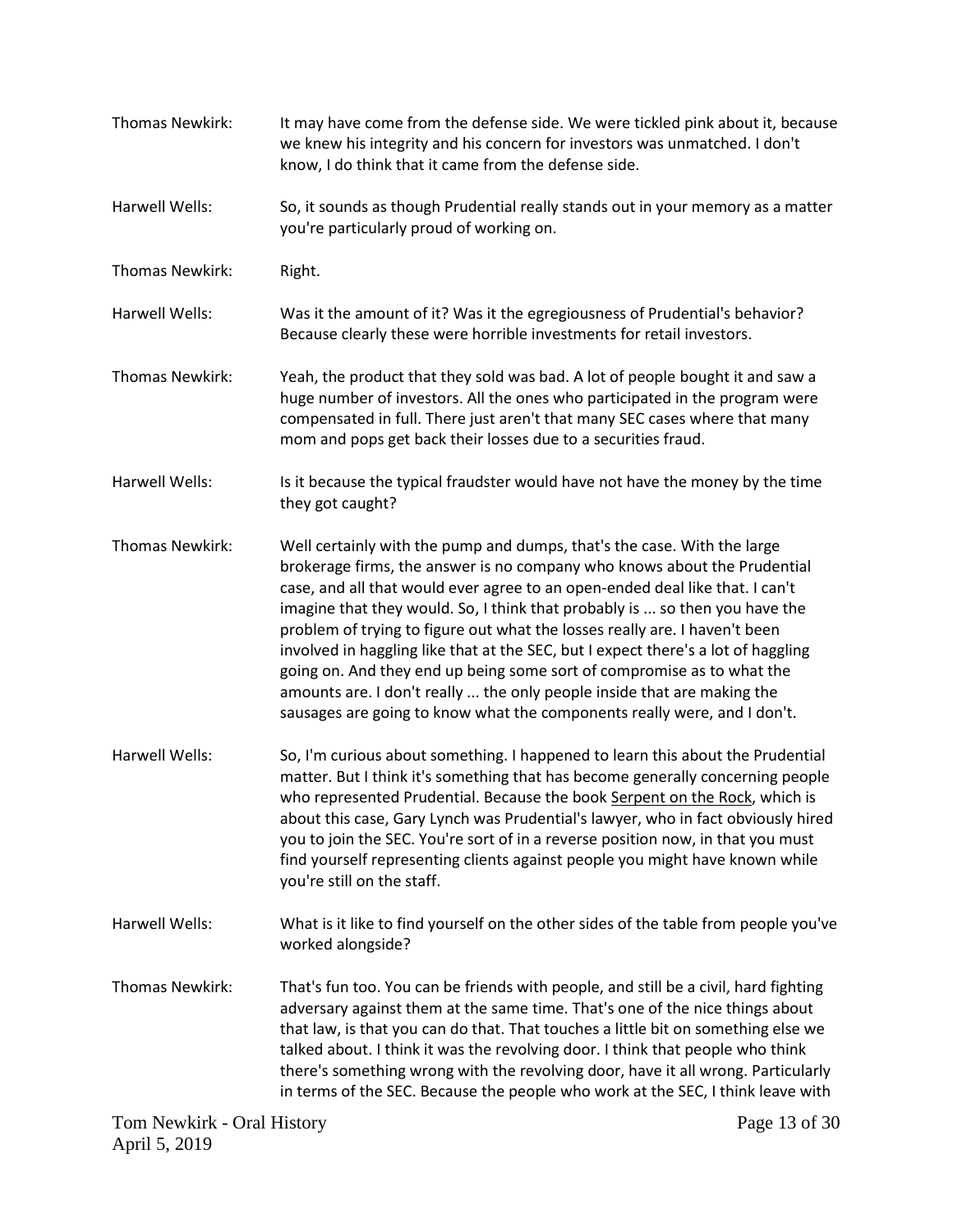**Thomas Newkirk:** It may have come from the defense side. We were tickled pink about it, because we knew his integrity and his concern for investors was unmatched. I don't know, I do think that it came from the defense side.

**Harwell Wells:** So, it sounds as though Prudential really stands out in your memory as a matter you're particularly proud of working on.

**Thomas Newkirk:** Right.

**Harwell Wells:** Was it the amount of it? Was it the egregiousness of Prudential's behavior? Because clearly these were horrible investments for retail investors.

**Thomas Newkirk:** Yeah, the product that they sold was bad. A lot of people bought it and saw a huge number of investors. All the ones who participated in the program were compensated in full. There just aren't that many SEC cases where that many mom and pops get back their losses due to a securities fraud.

**Harwell Wells:** Is it because the typical fraudster would have not have the money by the time they got caught?

**Thomas Newkirk:** Well certainly with the pump and dumps, that's the case. With the large brokerage firms, the answer is no company who knows about the Prudential case, and all that would ever agree to an open-ended deal like that. I can't imagine that they would. So, I think that probably is ... so then you have the problem of trying to figure out what the losses really are. I haven't been involved in haggling like that at the SEC, but I expect there's a lot of haggling going on. And they end up being some sort of compromise as to what the amounts are. I don't really ... the only people inside that are making the sausages are going to know what the components really were, and I don't.

**Harwell Wells:** So, I'm curious about something. I happened to learn this about the Prudential matter. But I think it's something that has become generally concerning people who represented Prudential. Because the book Serpent on the Rock, which is about this case, Gary Lynch was Prudential's lawyer, who in fact obviously hired you to join the SEC. You're sort of in a reverse position now, in that you must find yourself representing clients against people you might have known while you're still on the staff.

**Harwell Wells:** What is it like to find yourself on the other sides of the table from people you've worked alongside?

**Thomas Newkirk:** That's fun too. You can be friends with people, and still be a civil, hard fighting adversary against them at the same time. That's one of the nice things about that law, is that you can do that. That touches a little bit on something else we talked about. I think it was the revolving door. I think that people who think there's something wrong with the revolving door, have it all wrong. Particularly in terms of the SEC. Because the people who work at the SEC, I think leave with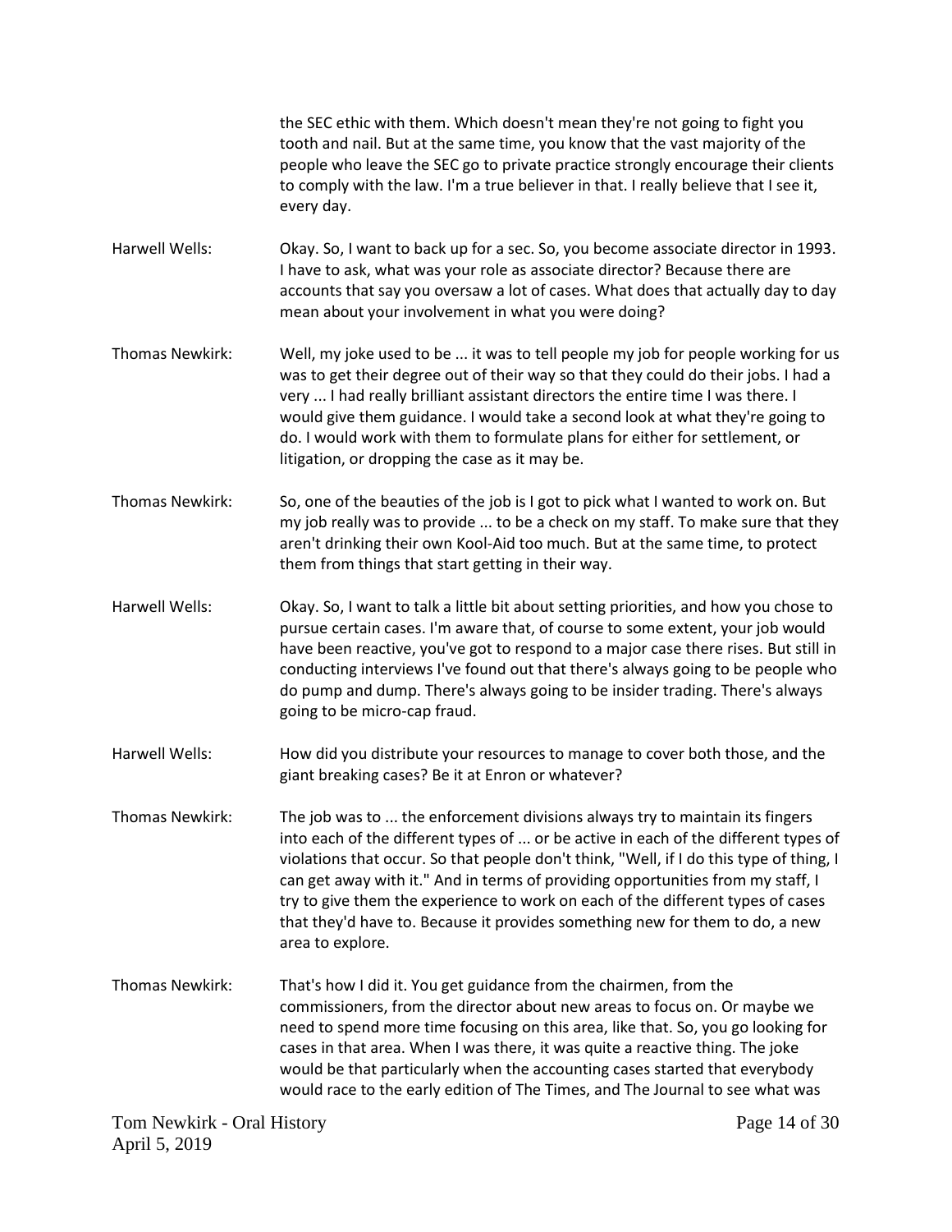the SEC ethic with them. Which doesn't mean they're not going to fight you tooth and nail. But at the same time, you know that the vast majority of the people who leave the SEC go to private practice strongly encourage their clients to comply with the law. I'm a true believer in that. I really believe that I see it, every day.

Harwell Wells: Okay. So, I want to back up for a sec. So, you become associate director in 1993. I have to ask, what was your role as associate director? Because there are accounts that say you oversaw a lot of cases. What does that actually day to day mean about your involvement in what you were doing?

Thomas Newkirk: Well, my joke used to be ... it was to tell people my job for people working for us was to get their degree out of their way so that they could do their jobs. I had a very ... I had really brilliant assistant directors the entire time I was there. I would give them guidance. I would take a second look at what they're going to do. I would work with them to formulate plans for either for settlement, or litigation, or dropping the case as it may be.

Thomas Newkirk: So, one of the beauties of the job is I got to pick what I wanted to work on. But my job really was to provide ... to be a check on my staff. To make sure that they aren't drinking their own Kool-Aid too much. But at the same time, to protect them from things that start getting in their way.

Harwell Wells: Okay. So, I want to talk a little bit about setting priorities, and how you chose to pursue certain cases. I'm aware that, of course to some extent, your job would have been reactive, you've got to respond to a major case there rises. But still in conducting interviews I've found out that there's always going to be people who do pump and dump. There's always going to be insider trading. There's always going to be micro-cap fraud.

Harwell Wells: How did you distribute your resources to manage to cover both those, and the giant breaking cases? Be it at Enron or whatever?

Thomas Newkirk: The job was to ... the enforcement divisions always try to maintain its fingers into each of the different types of ... or be active in each of the different types of violations that occur. So that people don't think, "Well, if I do this type of thing, I can get away with it." And in terms of providing opportunities from my staff, I try to give them the experience to work on each of the different types of cases that they'd have to. Because it provides something new for them to do, a new area to explore.

Thomas Newkirk: That's how I did it. You get guidance from the chairmen, from the commissioners, from the director about new areas to focus on. Or maybe we need to spend more time focusing on this area, like that. So, you go looking for cases in that area. When I was there, it was quite a reactive thing. The joke would be that particularly when the accounting cases started that everybody would race to the early edition of The Times, and The Journal to see what was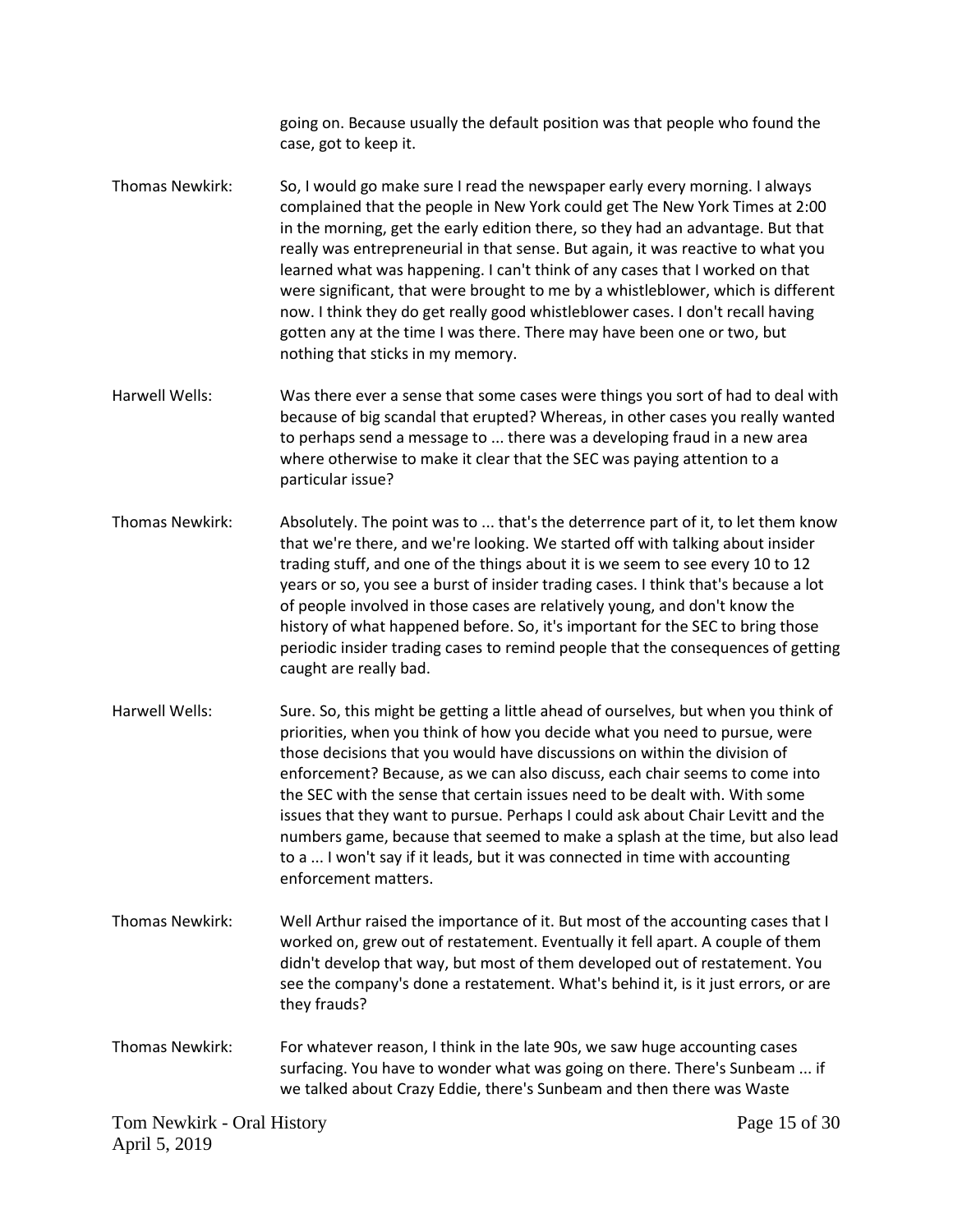going on. Because usually the default position was that people who found the case, got to keep it.

Thomas Newkirk: So, I would go make sure I read the newspaper early every morning. I always complained that the people in New York could get The New York Times at 2:00 in the morning, get the early edition there, so they had an advantage. But that really was entrepreneurial in that sense. But again, it was reactive to what you learned what was happening. I can't think of any cases that I worked on that were significant, that were brought to me by a whistleblower, which is different now. I think they do get really good whistleblower cases. I don't recall having gotten any at the time I was there. There may have been one or two, but nothing that sticks in my memory.

Harwell Wells: Was there ever a sense that some cases were things you sort of had to deal with because of big scandal that erupted? Whereas, in other cases you really wanted to perhaps send a message to ... there was a developing fraud in a new area where otherwise to make it clear that the SEC was paying attention to a particular issue?

Thomas Newkirk: Absolutely. The point was to ... that's the deterrence part of it, to let them know that we're there, and we're looking. We started off with talking about insider trading stuff, and one of the things about it is we seem to see every 10 to 12 years or so, you see a burst of insider trading cases. I think that's because a lot of people involved in those cases are relatively young, and don't know the history of what happened before. So, it's important for the SEC to bring those periodic insider trading cases to remind people that the consequences of getting caught are really bad.

Harwell Wells: Sure. So, this might be getting a little ahead of ourselves, but when you think of priorities, when you think of how you decide what you need to pursue, were those decisions that you would have discussions on within the division of enforcement? Because, as we can also discuss, each chair seems to come into the SEC with the sense that certain issues need to be dealt with. With some issues that they want to pursue. Perhaps I could ask about Chair Levitt and the numbers game, because that seemed to make a splash at the time, but also lead to a ... I won't say if it leads, but it was connected in time with accounting enforcement matters.

Thomas Newkirk: Well Arthur raised the importance of it. But most of the accounting cases that I worked on, grew out of restatement. Eventually it fell apart. A couple of them didn't develop that way, but most of them developed out of restatement. You see the company's done a restatement. What's behind it, is it just errors, or are they frauds?

Thomas Newkirk: For whatever reason, I think in the late 90s, we saw huge accounting cases surfacing. You have to wonder what was going on there. There's Sunbeam ... if we talked about Crazy Eddie, there's Sunbeam and then there was Waste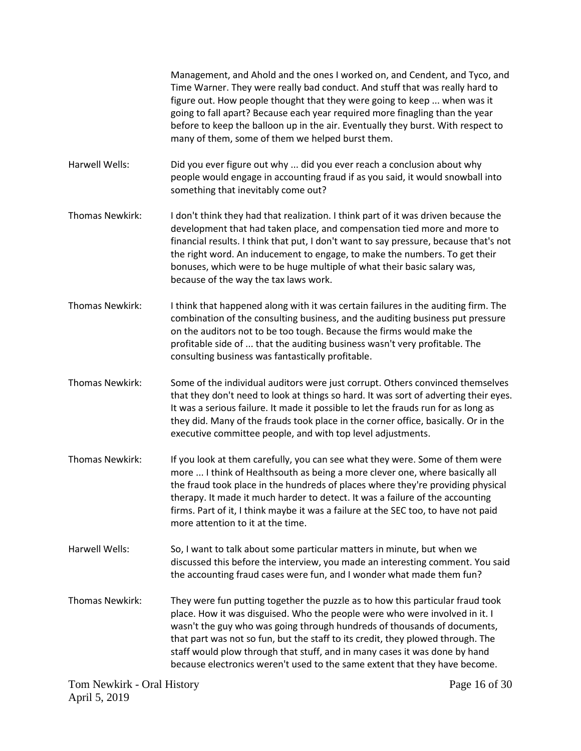Management, and Ahold and the ones I worked on, and Cendent, and Tyco, and Time Warner. They were really bad conduct. And stuff that was really hard to figure out. How people thought that they were going to keep ... when was it going to fall apart? Because each year required more finagling than the year before to keep the balloon up in the air. Eventually they burst. With respect to many of them, some of them we helped burst them.

Harwell Wells: Did you ever figure out why ... did you ever reach a conclusion about why people would engage in accounting fraud if as you said, it would snowball into something that inevitably come out?

Thomas Newkirk: I don't think they had that realization. I think part of it was driven because the development that had taken place, and compensation tied more and more to financial results. I think that put, I don't want to say pressure, because that's not the right word. An inducement to engage, to make the numbers. To get their bonuses, which were to be huge multiple of what their basic salary was, because of the way the tax laws work.

Thomas Newkirk: I think that happened along with it was certain failures in the auditing firm. The combination of the consulting business, and the auditing business put pressure on the auditors not to be too tough. Because the firms would make the profitable side of ... that the auditing business wasn't very profitable. The consulting business was fantastically profitable.

Thomas Newkirk: Some of the individual auditors were just corrupt. Others convinced themselves that they don't need to look at things so hard. It was sort of adverting their eyes. It was a serious failure. It made it possible to let the frauds run for as long as they did. Many of the frauds took place in the corner office, basically. Or in the executive committee people, and with top level adjustments.

Thomas Newkirk: If you look at them carefully, you can see what they were. Some of them were more ... I think of Healthsouth as being a more clever one, where basically all the fraud took place in the hundreds of places where they're providing physical therapy. It made it much harder to detect. It was a failure of the accounting firms. Part of it, I think maybe it was a failure at the SEC too, to have not paid more attention to it at the time.

Harwell Wells: So, I want to talk about some particular matters in minute, but when we discussed this before the interview, you made an interesting comment. You said the accounting fraud cases were fun, and I wonder what made them fun?

Thomas Newkirk: They were fun putting together the puzzle as to how this particular fraud took place. How it was disguised. Who the people were who were involved in it. I wasn't the guy who was going through hundreds of thousands of documents, that part was not so fun, but the staff to its credit, they plowed through. The staff would plow through that stuff, and in many cases it was done by hand because electronics weren't used to the same extent that they have become.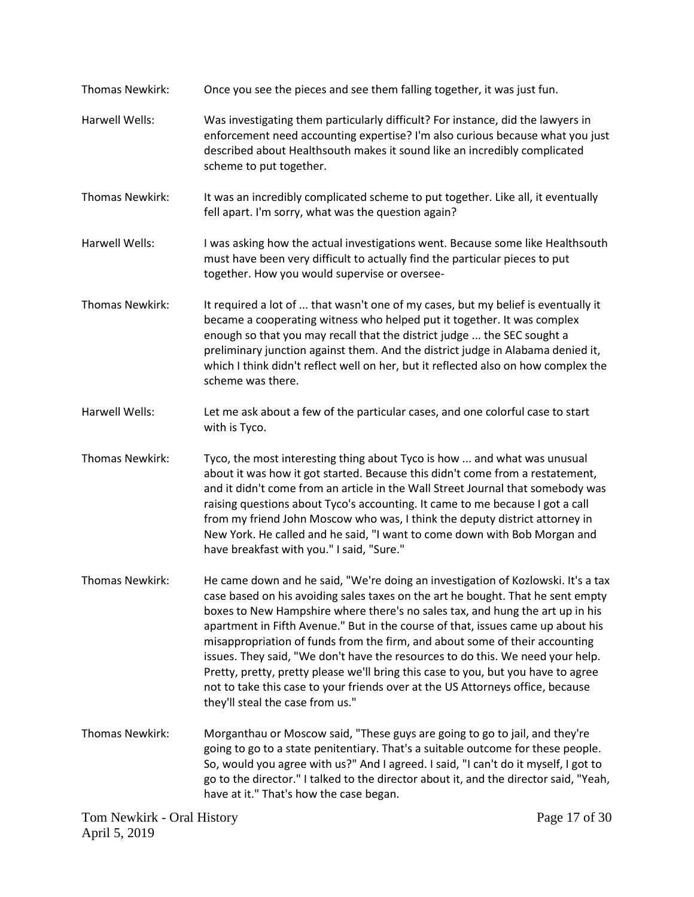Thomas Newkirk: Once you see the pieces and see them falling together, it was just fun.

Harwell Wells: Was investigating them particularly difficult? For instance, did the lawyers in enforcement need accounting expertise? I'm also curious because what you just described about Healthsouth makes it sound like an incredibly complicated scheme to put together.

Thomas Newkirk: It was an incredibly complicated scheme to put together. Like all, it eventually fell apart. I'm sorry, what was the question again?

Harwell Wells: I was asking how the actual investigations went. Because some like Healthsouth must have been very difficult to actually find the particular pieces to put together. How you would supervise or oversee-

Thomas Newkirk: It required a lot of ... that wasn't one of my cases, but my belief is eventually it became a cooperating witness who helped put it together. It was complex enough so that you may recall that the district judge ... the SEC sought a preliminary junction against them. And the district judge in Alabama denied it, which I think didn't reflect well on her, but it reflected also on how complex the scheme was there.

Harwell Wells: Let me ask about a few of the particular cases, and one colorful case to start with is Tyco.

Thomas Newkirk: Tyco, the most interesting thing about Tyco is how ... and what was unusual about it was how it got started. Because this didn't come from a restatement, and it didn't come from an article in the Wall Street Journal that somebody was raising questions about Tyco's accounting. It came to me because I got a call from my friend John Moscow who was, I think the deputy district attorney in New York. He called and he said, "I want to come down with Bob Morgan and have breakfast with you." I said, "Sure."

Thomas Newkirk: He came down and he said, "We're doing an investigation of Kozlowski. It's a tax case based on his avoiding sales taxes on the art he bought. That he sent empty boxes to New Hampshire where there's no sales tax, and hung the art up in his apartment in Fifth Avenue." But in the course of that, issues came up about his misappropriation of funds from the firm, and about some of their accounting issues. They said, "We don't have the resources to do this. We need your help. Pretty, pretty, pretty please we'll bring this case to you, but you have to agree not to take this case to your friends over at the US Attorneys office, because they'll steal the case from us."

Thomas Newkirk: Morganthau or Moscow said, "These guys are going to go to jail, and they're going to go to a state penitentiary. That's a suitable outcome for these people. So, would you agree with us?" And I agreed. I said, "I can't do it myself, I got to go to the director." I talked to the director about it, and the director said, "Yeah, have at it." That's how the case began.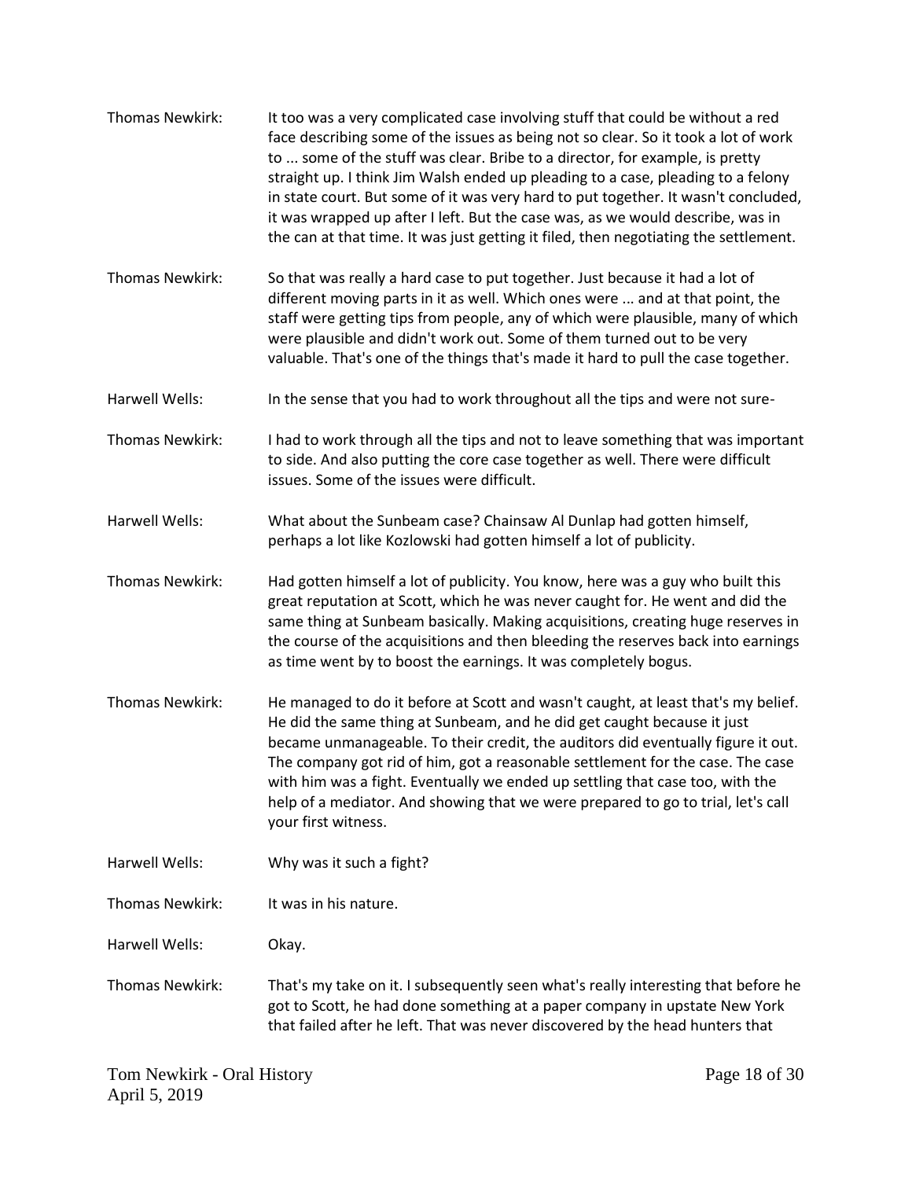Thomas Newkirk: It too was a very complicated case involving stuff that could be without a red face describing some of the issues as being not so clear. So it took a lot of work to ... some of the stuff was clear. Bribe to a director, for example, is pretty straight up. I think Jim Walsh ended up pleading to a case, pleading to a felony in state court. But some of it was very hard to put together. It wasn't concluded, it was wrapped up after I left. But the case was, as we would describe, was in the can at that time. It was just getting it filed, then negotiating the settlement.

Thomas Newkirk: So that was really a hard case to put together. Just because it had a lot of different moving parts in it as well. Which ones were ... and at that point, the staff were getting tips from people, any of which were plausible, many of which were plausible and didn't work out. Some of them turned out to be very valuable. That's one of the things that's made it hard to pull the case together.

Harwell Wells: In the sense that you had to work throughout all the tips and were not sure-

Thomas Newkirk: I had to work through all the tips and not to leave something that was important to side. And also putting the core case together as well. There were difficult issues. Some of the issues were difficult.

Harwell Wells: What about the Sunbeam case? Chainsaw Al Dunlap had gotten himself, perhaps a lot like Kozlowski had gotten himself a lot of publicity.

Thomas Newkirk: Had gotten himself a lot of publicity. You know, here was a guy who built this great reputation at Scott, which he was never caught for. He went and did the same thing at Sunbeam basically. Making acquisitions, creating huge reserves in the course of the acquisitions and then bleeding the reserves back into earnings as time went by to boost the earnings. It was completely bogus.

Thomas Newkirk: He managed to do it before at Scott and wasn't caught, at least that's my belief. He did the same thing at Sunbeam, and he did get caught because it just became unmanageable. To their credit, the auditors did eventually figure it out. The company got rid of him, got a reasonable settlement for the case. The case with him was a fight. Eventually we ended up settling that case too, with the help of a mediator. And showing that we were prepared to go to trial, let's call your first witness.

Harwell Wells: Why was it such a fight?

Thomas Newkirk: It was in his nature.

Harwell Wells: Okay.

Thomas Newkirk: That's my take on it. I subsequently seen what's really interesting that before he got to Scott, he had done something at a paper company in upstate New York that failed after he left. That was never discovered by the head hunters that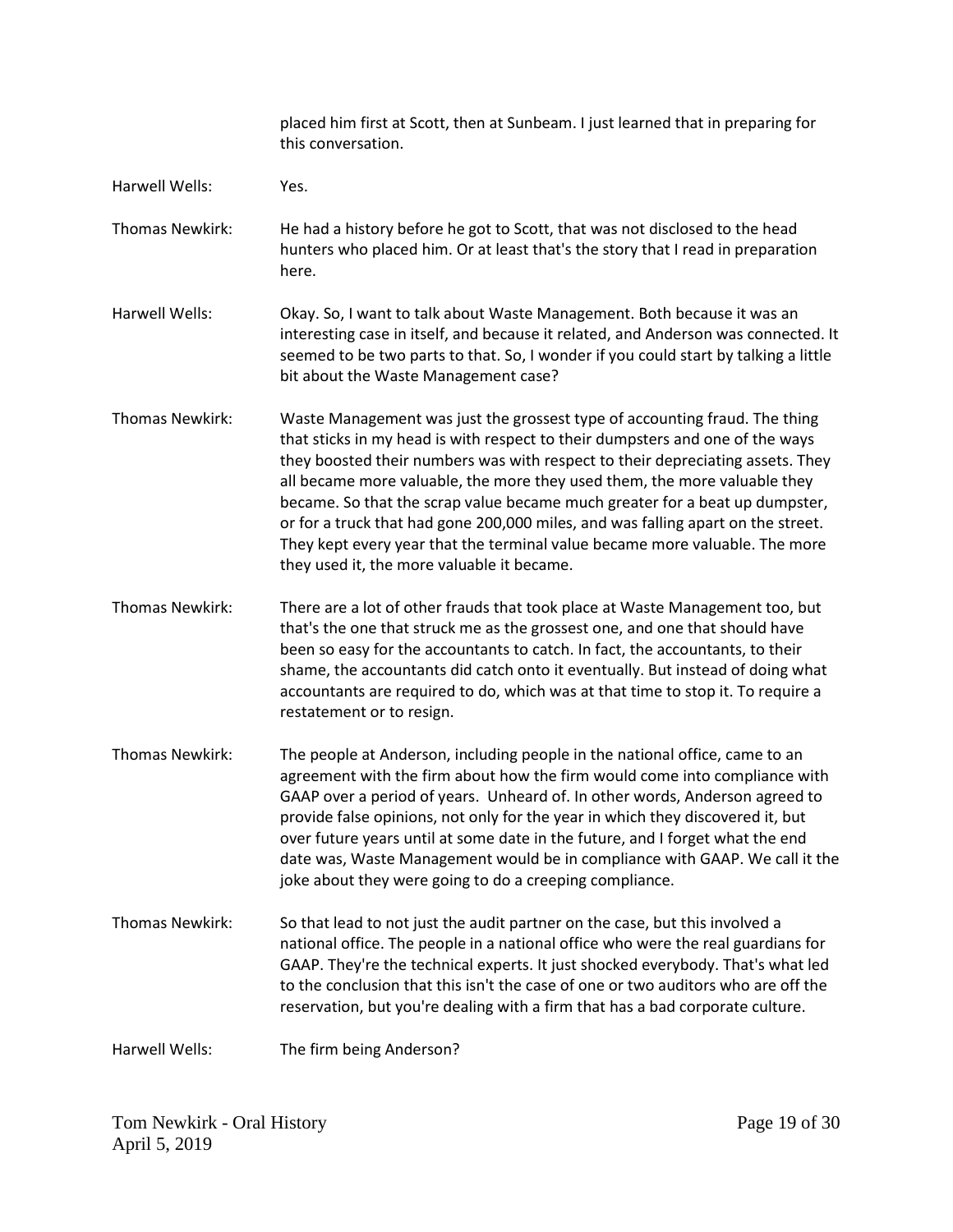placed him first at Scott, then at Sunbeam. I just learned that in preparing for this conversation.

Harwell Wells: Yes.

Thomas Newkirk: He had a history before he got to Scott, that was not disclosed to the head hunters who placed him. Or at least that's the story that I read in preparation here.

Harwell Wells: Okay. So, I want to talk about Waste Management. Both because it was an interesting case in itself, and because it related, and Anderson was connected. It seemed to be two parts to that. So, I wonder if you could start by talking a little bit about the Waste Management case?

Thomas Newkirk: Waste Management was just the grossest type of accounting fraud. The thing that sticks in my head is with respect to their dumpsters and one of the ways they boosted their numbers was with respect to their depreciating assets. They all became more valuable, the more they used them, the more valuable they became. So that the scrap value became much greater for a beat up dumpster, or for a truck that had gone 200,000 miles, and was falling apart on the street. They kept every year that the terminal value became more valuable. The more they used it, the more valuable it became.

Thomas Newkirk: There are a lot of other frauds that took place at Waste Management too, but that's the one that struck me as the grossest one, and one that should have been so easy for the accountants to catch. In fact, the accountants, to their shame, the accountants did catch onto it eventually. But instead of doing what accountants are required to do, which was at that time to stop it. To require a restatement or to resign.

Thomas Newkirk: The people at Anderson, including people in the national office, came to an agreement with the firm about how the firm would come into compliance with GAAP over a period of years. Unheard of. In other words, Anderson agreed to provide false opinions, not only for the year in which they discovered it, but over future years until at some date in the future, and I forget what the end date was, Waste Management would be in compliance with GAAP. We call it the joke about they were going to do a creeping compliance.

Thomas Newkirk: So that lead to not just the audit partner on the case, but this involved a national office. The people in a national office who were the real guardians for GAAP. They're the technical experts. It just shocked everybody. That's what led to the conclusion that this isn't the case of one or two auditors who are off the reservation, but you're dealing with a firm that has a bad corporate culture.

Harwell Wells: The firm being Anderson?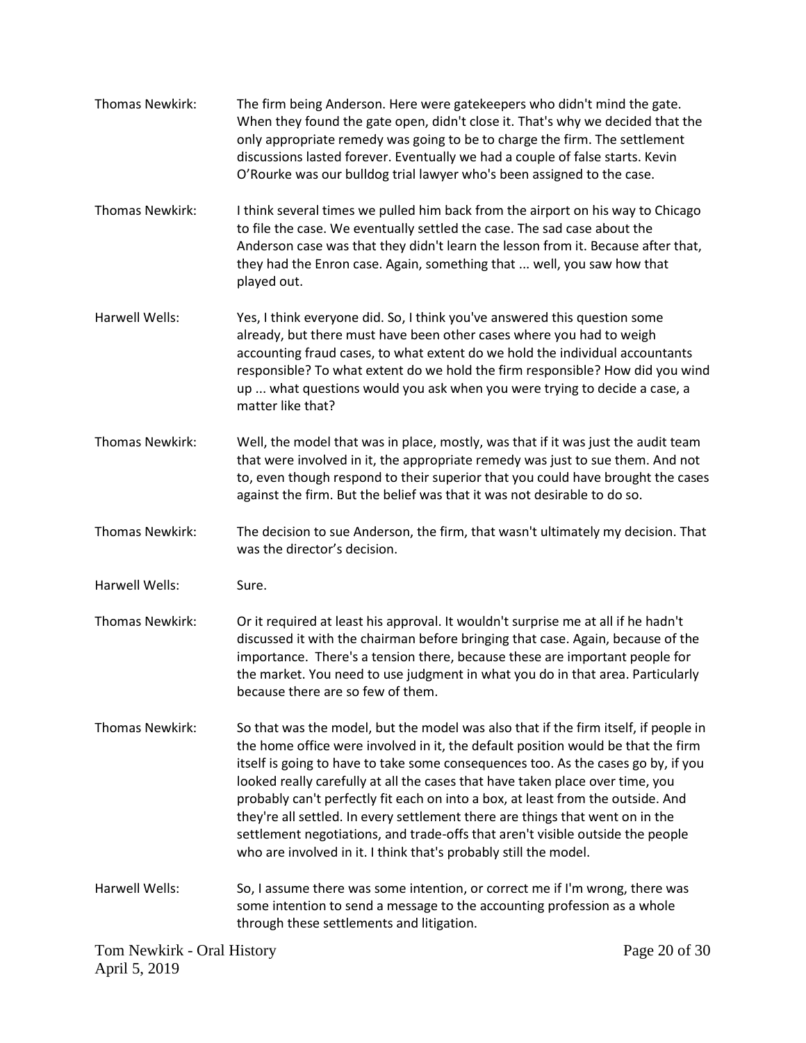Thomas Newkirk: The firm being Anderson. Here were gatekeepers who didn't mind the gate. When they found the gate open, didn't close it. That's why we decided that the only appropriate remedy was going to be to charge the firm. The settlement discussions lasted forever. Eventually we had a couple of false starts. Kevin O'Rourke was our bulldog trial lawyer who's been assigned to the case.

Thomas Newkirk: I think several times we pulled him back from the airport on his way to Chicago to file the case. We eventually settled the case. The sad case about the Anderson case was that they didn't learn the lesson from it. Because after that, they had the Enron case. Again, something that ... well, you saw how that played out.

Harwell Wells: Yes, I think everyone did. So, I think you've answered this question some already, but there must have been other cases where you had to weigh accounting fraud cases, to what extent do we hold the individual accountants responsible? To what extent do we hold the firm responsible? How did you wind up ... what questions would you ask when you were trying to decide a case, a matter like that?

Thomas Newkirk: Well, the model that was in place, mostly, was that if it was just the audit team that were involved in it, the appropriate remedy was just to sue them. And not to, even though respond to their superior that you could have brought the cases against the firm. But the belief was that it was not desirable to do so.

Thomas Newkirk: The decision to sue Anderson, the firm, that wasn't ultimately my decision. That was the director's decision.

Harwell Wells: Sure.

Thomas Newkirk: Or it required at least his approval. It wouldn't surprise me at all if he hadn't discussed it with the chairman before bringing that case. Again, because of the importance. There's a tension there, because these are important people for the market. You need to use judgment in what you do in that area. Particularly because there are so few of them.

Thomas Newkirk: So that was the model, but the model was also that if the firm itself, if people in the home office were involved in it, the default position would be that the firm itself is going to have to take some consequences too. As the cases go by, if you looked really carefully at all the cases that have taken place over time, you probably can't perfectly fit each on into a box, at least from the outside. And they're all settled. In every settlement there are things that went on in the settlement negotiations, and trade-offs that aren't visible outside the people who are involved in it. I think that's probably still the model.

Harwell Wells: So, I assume there was some intention, or correct me if I'm wrong, there was some intention to send a message to the accounting profession as a whole through these settlements and litigation.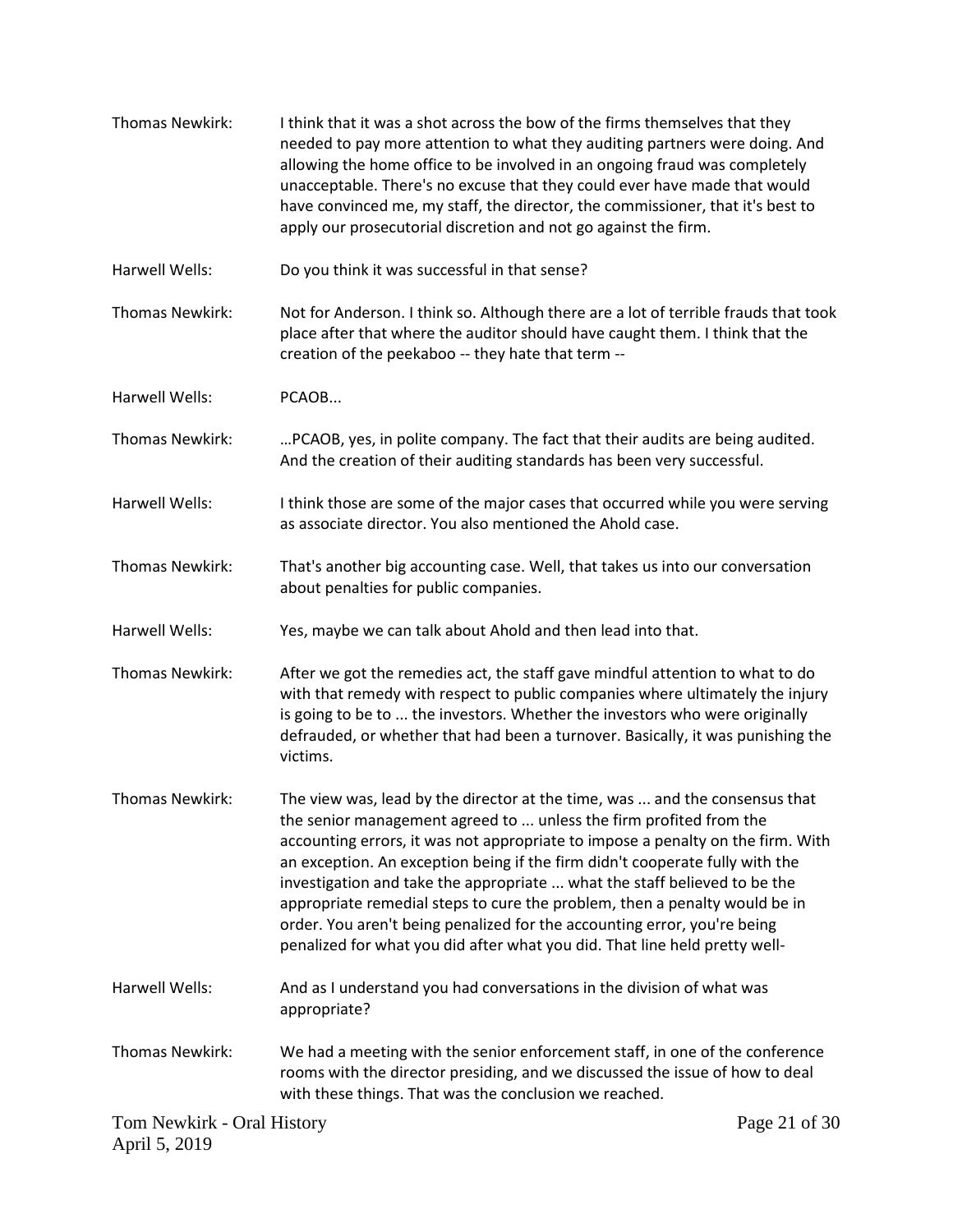Thomas Newkirk: I think that it was a shot across the bow of the firms themselves that they needed to pay more attention to what they auditing partners were doing. And allowing the home office to be involved in an ongoing fraud was completely unacceptable. There's no excuse that they could ever have made that would have convinced me, my staff, the director, the commissioner, that it's best to apply our prosecutorial discretion and not go against the firm.

Harwell Wells: Do you think it was successful in that sense?

Thomas Newkirk: Not for Anderson. I think so. Although there are a lot of terrible frauds that took place after that where the auditor should have caught them. I think that the creation of the peekaboo -- they hate that term --

Harwell Wells: PCAOB...

Thomas Newkirk: …PCAOB, yes, in polite company. The fact that their audits are being audited. And the creation of their auditing standards has been very successful.

Harwell Wells: I think those are some of the major cases that occurred while you were serving as associate director. You also mentioned the Ahold case.

Thomas Newkirk: That's another big accounting case. Well, that takes us into our conversation about penalties for public companies.

Harwell Wells: Yes, maybe we can talk about Ahold and then lead into that.

Thomas Newkirk: After we got the remedies act, the staff gave mindful attention to what to do with that remedy with respect to public companies where ultimately the injury is going to be to ... the investors. Whether the investors who were originally defrauded, or whether that had been a turnover. Basically, it was punishing the victims.

Thomas Newkirk: The view was, lead by the director at the time, was ... and the consensus that the senior management agreed to ... unless the firm profited from the accounting errors, it was not appropriate to impose a penalty on the firm. With an exception. An exception being if the firm didn't cooperate fully with the investigation and take the appropriate ... what the staff believed to be the appropriate remedial steps to cure the problem, then a penalty would be in order. You aren't being penalized for the accounting error, you're being penalized for what you did after what you did. That line held pretty well-

Harwell Wells: And as I understand you had conversations in the division of what was appropriate?

Thomas Newkirk: We had a meeting with the senior enforcement staff, in one of the conference rooms with the director presiding, and we discussed the issue of how to deal with these things. That was the conclusion we reached.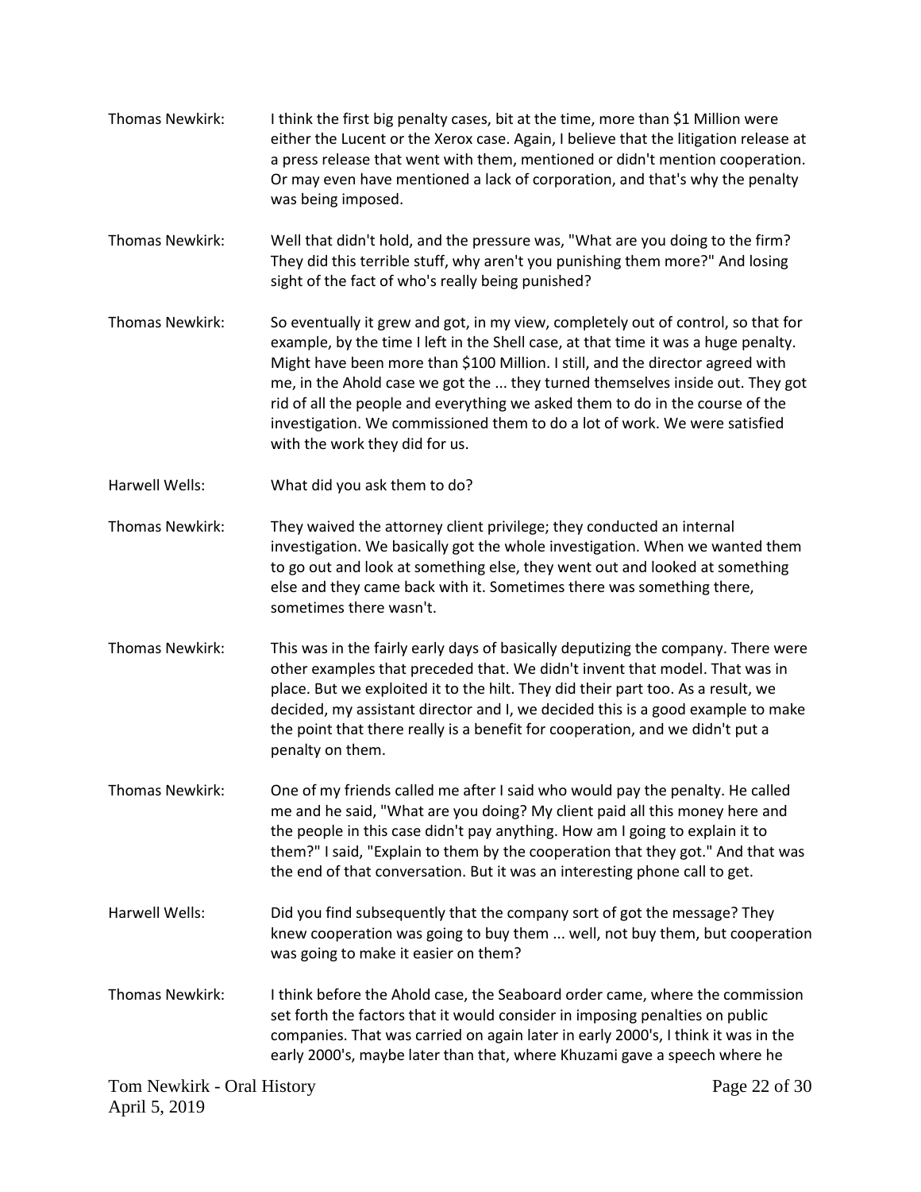Thomas Newkirk: I think the first big penalty cases, bit at the time, more than $1 Million were either the Lucent or the Xerox case. Again, I believe that the litigation release at a press release that went with them, mentioned or didn't mention cooperation. Or may even have mentioned a lack of corporation, and that's why the penalty was being imposed.

Thomas Newkirk: Well that didn't hold, and the pressure was, "What are you doing to the firm? They did this terrible stuff, why aren't you punishing them more?" And losing sight of the fact of who's really being punished?

Thomas Newkirk: So eventually it grew and got, in my view, completely out of control, so that for example, by the time I left in the Shell case, at that time it was a huge penalty. Might have been more than $100 Million. I still, and the director agreed with me, in the Ahold case we got the ... they turned themselves inside out. They got rid of all the people and everything we asked them to do in the course of the investigation. We commissioned them to do a lot of work. We were satisfied with the work they did for us.

Harwell Wells: What did you ask them to do?

Thomas Newkirk: They waived the attorney client privilege; they conducted an internal investigation. We basically got the whole investigation. When we wanted them to go out and look at something else, they went out and looked at something else and they came back with it. Sometimes there was something there, sometimes there wasn't.

Thomas Newkirk: This was in the fairly early days of basically deputizing the company. There were other examples that preceded that. We didn't invent that model. That was in place. But we exploited it to the hilt. They did their part too. As a result, we decided, my assistant director and I, we decided this is a good example to make the point that there really is a benefit for cooperation, and we didn't put a penalty on them.

Thomas Newkirk: One of my friends called me after I said who would pay the penalty. He called me and he said, "What are you doing? My client paid all this money here and the people in this case didn't pay anything. How am I going to explain it to them?" I said, "Explain to them by the cooperation that they got." And that was the end of that conversation. But it was an interesting phone call to get.

Harwell Wells: Did you find subsequently that the company sort of got the message? They knew cooperation was going to buy them ... well, not buy them, but cooperation was going to make it easier on them?

Thomas Newkirk: I think before the Ahold case, the Seaboard order came, where the commission set forth the factors that it would consider in imposing penalties on public companies. That was carried on again later in early 2000's, I think it was in the early 2000's, maybe later than that, where Khuzami gave a speech where he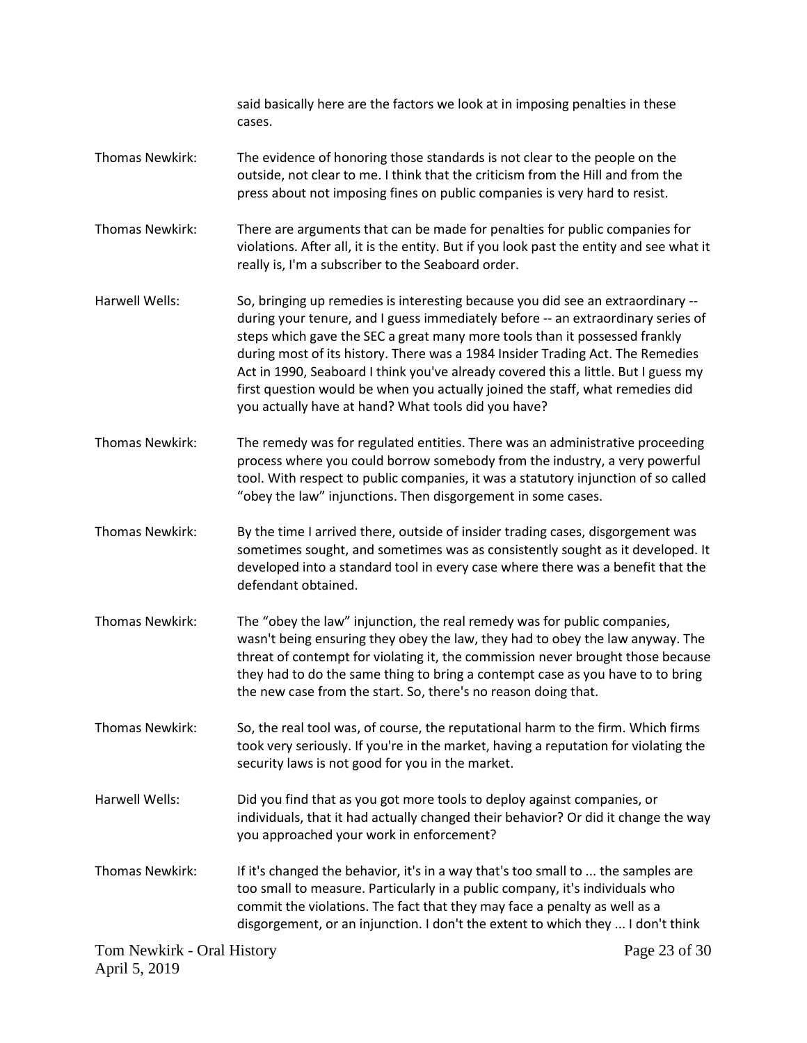said basically here are the factors we look at in imposing penalties in these cases.

Thomas Newkirk: The evidence of honoring those standards is not clear to the people on the outside, not clear to me. I think that the criticism from the Hill and from the press about not imposing fines on public companies is very hard to resist.

Thomas Newkirk: There are arguments that can be made for penalties for public companies for violations. After all, it is the entity. But if you look past the entity and see what it really is, I'm a subscriber to the Seaboard order.

Harwell Wells: So, bringing up remedies is interesting because you did see an extraordinary -- during your tenure, and I guess immediately before -- an extraordinary series of steps which gave the SEC a great many more tools than it possessed frankly during most of its history. There was a 1984 Insider Trading Act. The Remedies Act in 1990, Seaboard I think you've already covered this a little. But I guess my first question would be when you actually joined the staff, what remedies did you actually have at hand? What tools did you have?

Thomas Newkirk: The remedy was for regulated entities. There was an administrative proceeding process where you could borrow somebody from the industry, a very powerful tool. With respect to public companies, it was a statutory injunction of so called "obey the law" injunctions. Then disgorgement in some cases.

Thomas Newkirk: By the time I arrived there, outside of insider trading cases, disgorgement was sometimes sought, and sometimes was as consistently sought as it developed. It developed into a standard tool in every case where there was a benefit that the defendant obtained.

Thomas Newkirk: The "obey the law" injunction, the real remedy was for public companies, wasn't being ensuring they obey the law, they had to obey the law anyway. The threat of contempt for violating it, the commission never brought those because they had to do the same thing to bring a contempt case as you have to to bring the new case from the start. So, there's no reason doing that.

Thomas Newkirk: So, the real tool was, of course, the reputational harm to the firm. Which firms took very seriously. If you're in the market, having a reputation for violating the security laws is not good for you in the market.

Harwell Wells: Did you find that as you got more tools to deploy against companies, or individuals, that it had actually changed their behavior? Or did it change the way you approached your work in enforcement?

Thomas Newkirk: If it's changed the behavior, it's in a way that's too small to ... the samples are too small to measure. Particularly in a public company, it's individuals who commit the violations. The fact that they may face a penalty as well as a disgorgement, or an injunction. I don't the extent to which they ... I don't think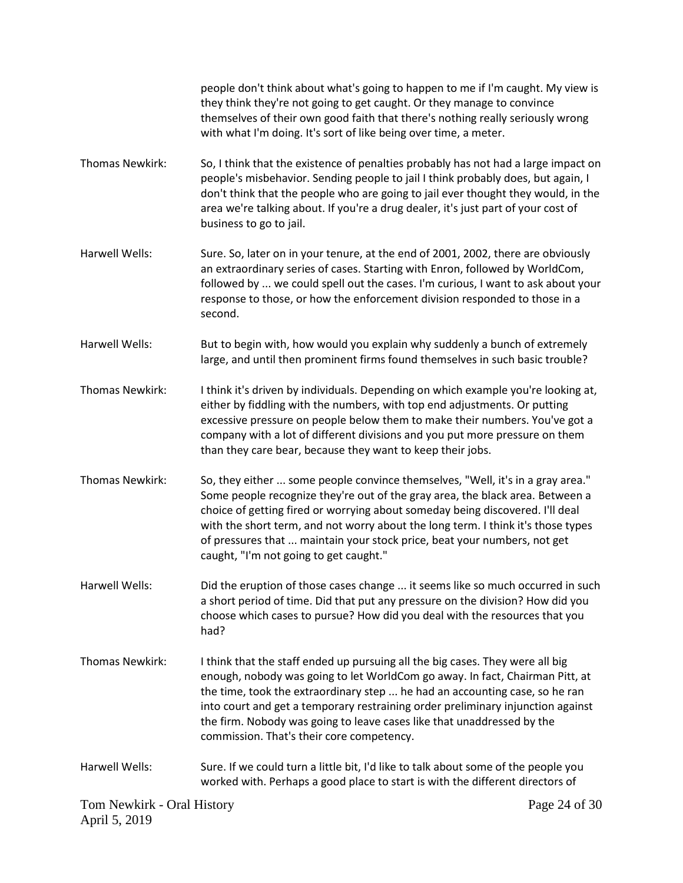people don't think about what's going to happen to me if I'm caught. My view is they think they're not going to get caught. Or they manage to convince themselves of their own good faith that there's nothing really seriously wrong with what I'm doing. It's sort of like being over time, a meter.

Thomas Newkirk: So, I think that the existence of penalties probably has not had a large impact on people's misbehavior. Sending people to jail I think probably does, but again, I don't think that the people who are going to jail ever thought they would, in the area we're talking about. If you're a drug dealer, it's just part of your cost of business to go to jail.

Harwell Wells: Sure. So, later on in your tenure, at the end of 2001, 2002, there are obviously an extraordinary series of cases. Starting with Enron, followed by WorldCom, followed by ... we could spell out the cases. I'm curious, I want to ask about your response to those, or how the enforcement division responded to those in a second.

Harwell Wells: But to begin with, how would you explain why suddenly a bunch of extremely large, and until then prominent firms found themselves in such basic trouble?

Thomas Newkirk: I think it's driven by individuals. Depending on which example you're looking at, either by fiddling with the numbers, with top end adjustments. Or putting excessive pressure on people below them to make their numbers. You've got a company with a lot of different divisions and you put more pressure on them than they care bear, because they want to keep their jobs.

Thomas Newkirk: So, they either ... some people convince themselves, "Well, it's in a gray area." Some people recognize they're out of the gray area, the black area. Between a choice of getting fired or worrying about someday being discovered. I'll deal with the short term, and not worry about the long term. I think it's those types of pressures that ... maintain your stock price, beat your numbers, not get caught, "I'm not going to get caught."

Harwell Wells: Did the eruption of those cases change ... it seems like so much occurred in such a short period of time. Did that put any pressure on the division? How did you choose which cases to pursue? How did you deal with the resources that you had?

Thomas Newkirk: I think that the staff ended up pursuing all the big cases. They were all big enough, nobody was going to let WorldCom go away. In fact, Chairman Pitt, at the time, took the extraordinary step ... he had an accounting case, so he ran into court and get a temporary restraining order preliminary injunction against the firm. Nobody was going to leave cases like that unaddressed by the commission. That's their core competency.

Harwell Wells: Sure. If we could turn a little bit, I'd like to talk about some of the people you worked with. Perhaps a good place to start is with the different directors of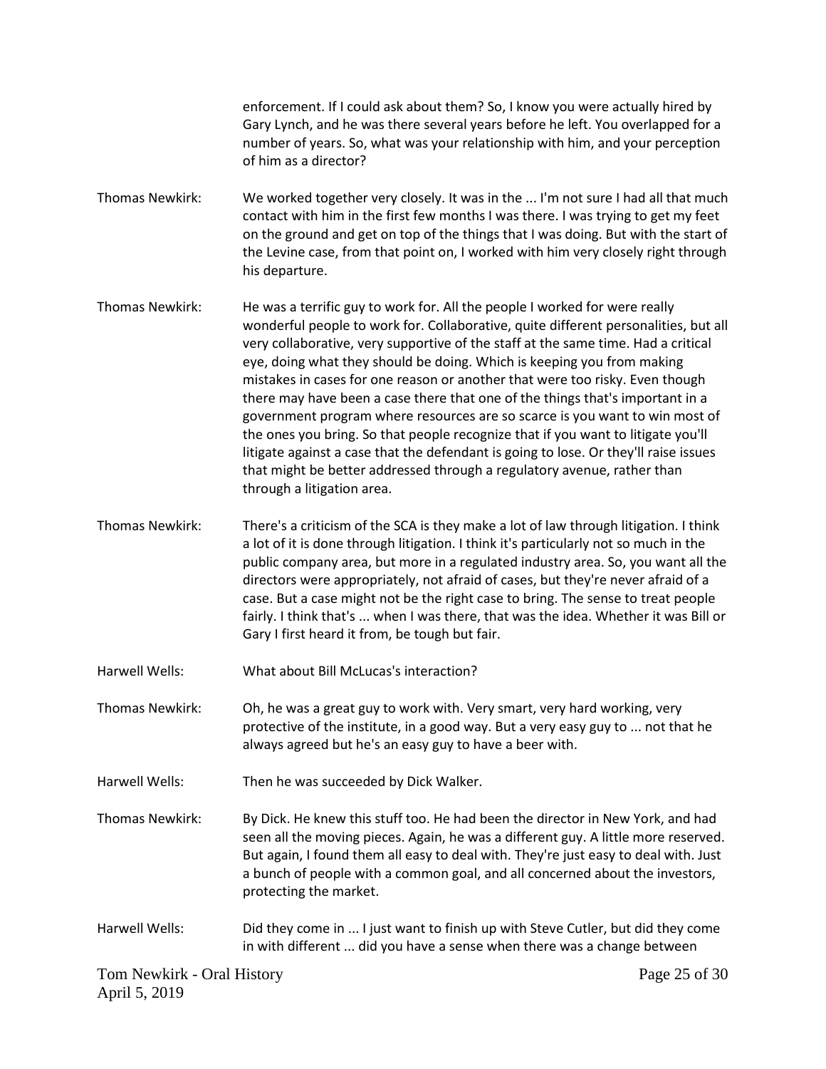enforcement. If I could ask about them? So, I know you were actually hired by Gary Lynch, and he was there several years before he left. You overlapped for a number of years. So, what was your relationship with him, and your perception of him as a director?

Thomas Newkirk: We worked together very closely. It was in the ... I'm not sure I had all that much contact with him in the first few months I was there. I was trying to get my feet on the ground and get on top of the things that I was doing. But with the start of the Levine case, from that point on, I worked with him very closely right through his departure.

Thomas Newkirk: He was a terrific guy to work for. All the people I worked for were really wonderful people to work for. Collaborative, quite different personalities, but all very collaborative, very supportive of the staff at the same time. Had a critical eye, doing what they should be doing. Which is keeping you from making mistakes in cases for one reason or another that were too risky. Even though there may have been a case there that one of the things that's important in a government program where resources are so scarce is you want to win most of the ones you bring. So that people recognize that if you want to litigate you'll litigate against a case that the defendant is going to lose. Or they'll raise issues that might be better addressed through a regulatory avenue, rather than through a litigation area.

Thomas Newkirk: There's a criticism of the SCA is they make a lot of law through litigation. I think a lot of it is done through litigation. I think it's particularly not so much in the public company area, but more in a regulated industry area. So, you want all the directors were appropriately, not afraid of cases, but they're never afraid of a case. But a case might not be the right case to bring. The sense to treat people fairly. I think that's ... when I was there, that was the idea. Whether it was Bill or Gary I first heard it from, be tough but fair.

Harwell Wells: What about Bill McLucas's interaction?

Thomas Newkirk: Oh, he was a great guy to work with. Very smart, very hard working, very protective of the institute, in a good way. But a very easy guy to ... not that he always agreed but he's an easy guy to have a beer with.

Harwell Wells: Then he was succeeded by Dick Walker.

Thomas Newkirk: By Dick. He knew this stuff too. He had been the director in New York, and had seen all the moving pieces. Again, he was a different guy. A little more reserved. But again, I found them all easy to deal with. They're just easy to deal with. Just a bunch of people with a common goal, and all concerned about the investors, protecting the market.

Harwell Wells: Did they come in ... I just want to finish up with Steve Cutler, but did they come in with different ... did you have a sense when there was a change between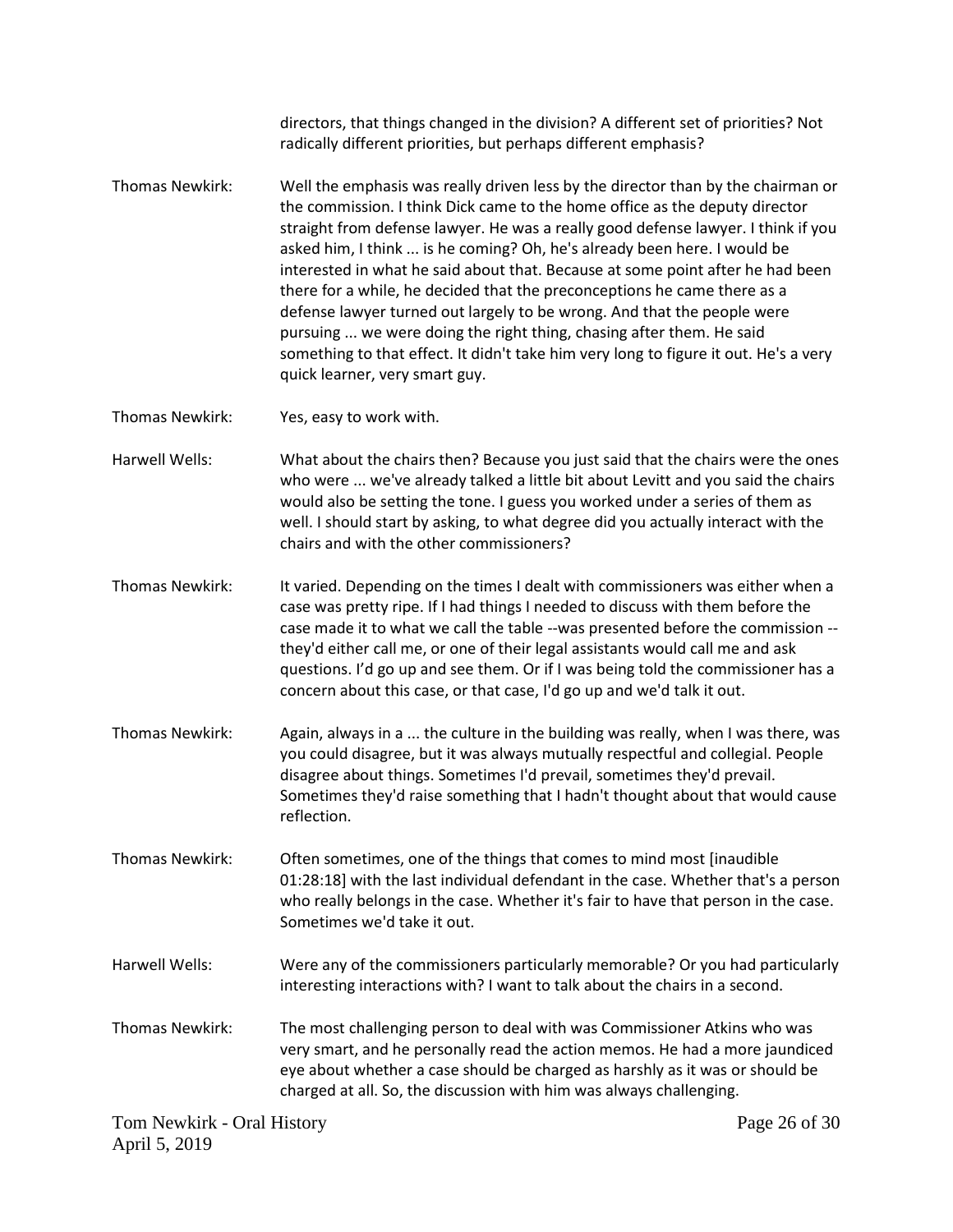directors, that things changed in the division? A different set of priorities? Not radically different priorities, but perhaps different emphasis?

**Thomas Newkirk:** Well the emphasis was really driven less by the director than by the chairman or the commission. I think Dick came to the home office as the deputy director straight from defense lawyer. He was a really good defense lawyer. I think if you asked him, I think ... is he coming? Oh, he's already been here. I would be interested in what he said about that. Because at some point after he had been there for a while, he decided that the preconceptions he came there as a defense lawyer turned out largely to be wrong. And that the people were pursuing ... we were doing the right thing, chasing after them. He said something to that effect. It didn't take him very long to figure it out. He's a very quick learner, very smart guy.

**Thomas Newkirk:** Yes, easy to work with.

**Harwell Wells:** What about the chairs then? Because you just said that the chairs were the ones who were ... we've already talked a little bit about Levitt and you said the chairs would also be setting the tone. I guess you worked under a series of them as well. I should start by asking, to what degree did you actually interact with the chairs and with the other commissioners?

**Thomas Newkirk:** It varied. Depending on the times I dealt with commissioners was either when a case was pretty ripe. If I had things I needed to discuss with them before the case made it to what we call the table --was presented before the commission -- they'd either call me, or one of their legal assistants would call me and ask questions. I'd go up and see them. Or if I was being told the commissioner has a concern about this case, or that case, I'd go up and we'd talk it out.

**Thomas Newkirk:** Again, always in a ... the culture in the building was really, when I was there, was you could disagree, but it was always mutually respectful and collegial. People disagree about things. Sometimes I'd prevail, sometimes they'd prevail. Sometimes they'd raise something that I hadn't thought about that would cause reflection.

**Thomas Newkirk:** Often sometimes, one of the things that comes to mind most [inaudible 01:28:18] with the last individual defendant in the case. Whether that's a person who really belongs in the case. Whether it's fair to have that person in the case. Sometimes we'd take it out.

**Harwell Wells:** Were any of the commissioners particularly memorable? Or you had particularly interesting interactions with? I want to talk about the chairs in a second.

**Thomas Newkirk:** The most challenging person to deal with was Commissioner Atkins who was very smart, and he personally read the action memos. He had a more jaundiced eye about whether a case should be charged as harshly as it was or should be charged at all. So, the discussion with him was always challenging.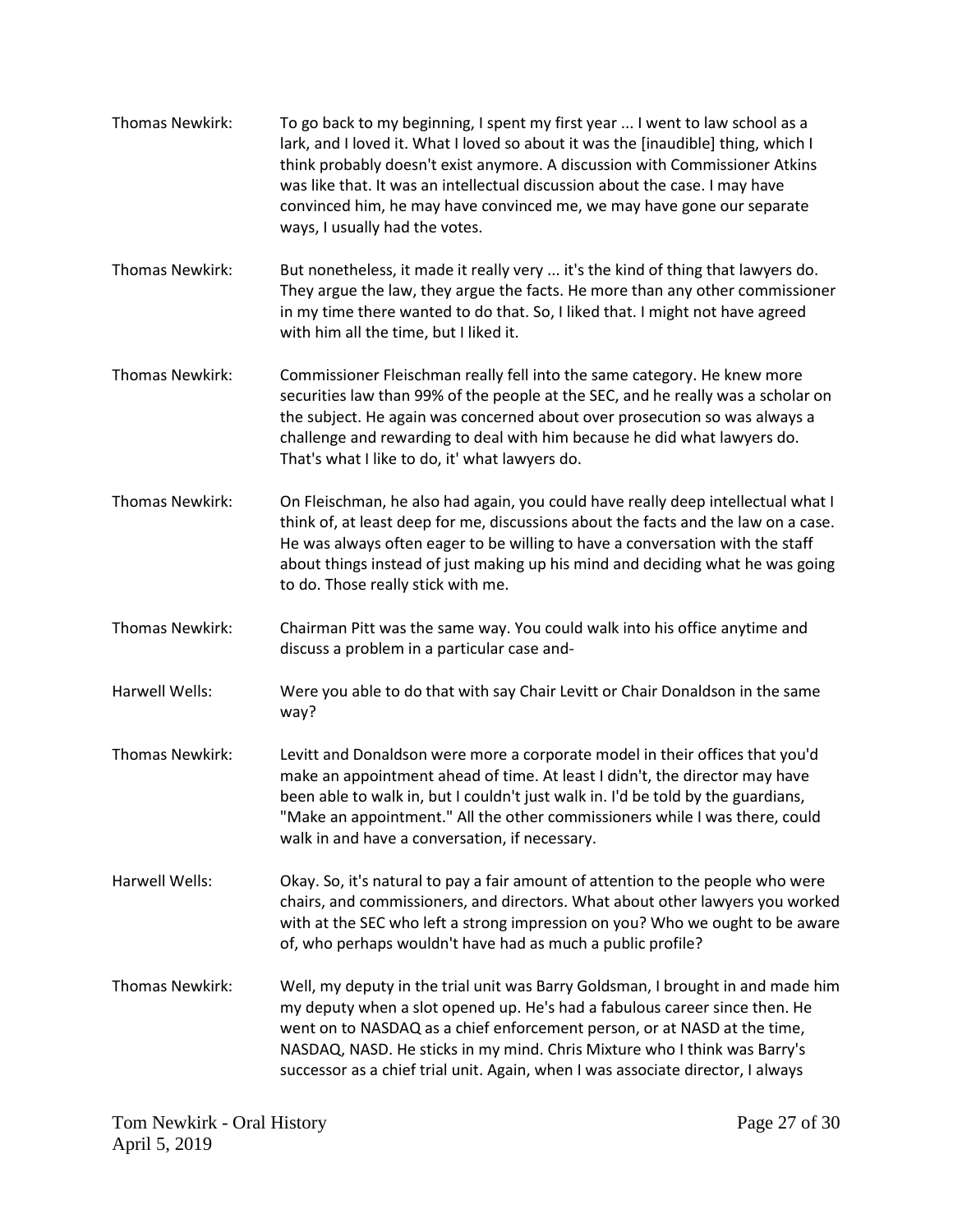Thomas Newkirk: To go back to my beginning, I spent my first year ... I went to law school as a lark, and I loved it. What I loved so about it was the [inaudible] thing, which I think probably doesn't exist anymore. A discussion with Commissioner Atkins was like that. It was an intellectual discussion about the case. I may have convinced him, he may have convinced me, we may have gone our separate ways, I usually had the votes.

Thomas Newkirk: But nonetheless, it made it really very ... it's the kind of thing that lawyers do. They argue the law, they argue the facts. He more than any other commissioner in my time there wanted to do that. So, I liked that. I might not have agreed with him all the time, but I liked it.

Thomas Newkirk: Commissioner Fleischman really fell into the same category. He knew more securities law than 99% of the people at the SEC, and he really was a scholar on the subject. He again was concerned about over prosecution so was always a challenge and rewarding to deal with him because he did what lawyers do. That's what I like to do, it' what lawyers do.

Thomas Newkirk: On Fleischman, he also had again, you could have really deep intellectual what I think of, at least deep for me, discussions about the facts and the law on a case. He was always often eager to be willing to have a conversation with the staff about things instead of just making up his mind and deciding what he was going to do. Those really stick with me.

Thomas Newkirk: Chairman Pitt was the same way. You could walk into his office anytime and discuss a problem in a particular case and-

Harwell Wells: Were you able to do that with say Chair Levitt or Chair Donaldson in the same way?

Thomas Newkirk: Levitt and Donaldson were more a corporate model in their offices that you'd make an appointment ahead of time. At least I didn't, the director may have been able to walk in, but I couldn't just walk in. I'd be told by the guardians, "Make an appointment." All the other commissioners while I was there, could walk in and have a conversation, if necessary.

Harwell Wells: Okay. So, it's natural to pay a fair amount of attention to the people who were chairs, and commissioners, and directors. What about other lawyers you worked with at the SEC who left a strong impression on you? Who we ought to be aware of, who perhaps wouldn't have had as much a public profile?

Thomas Newkirk: Well, my deputy in the trial unit was Barry Goldsman, I brought in and made him my deputy when a slot opened up. He's had a fabulous career since then. He went on to NASDAQ as a chief enforcement person, or at NASD at the time, NASDAQ, NASD. He sticks in my mind. Chris Mixture who I think was Barry's successor as a chief trial unit. Again, when I was associate director, I always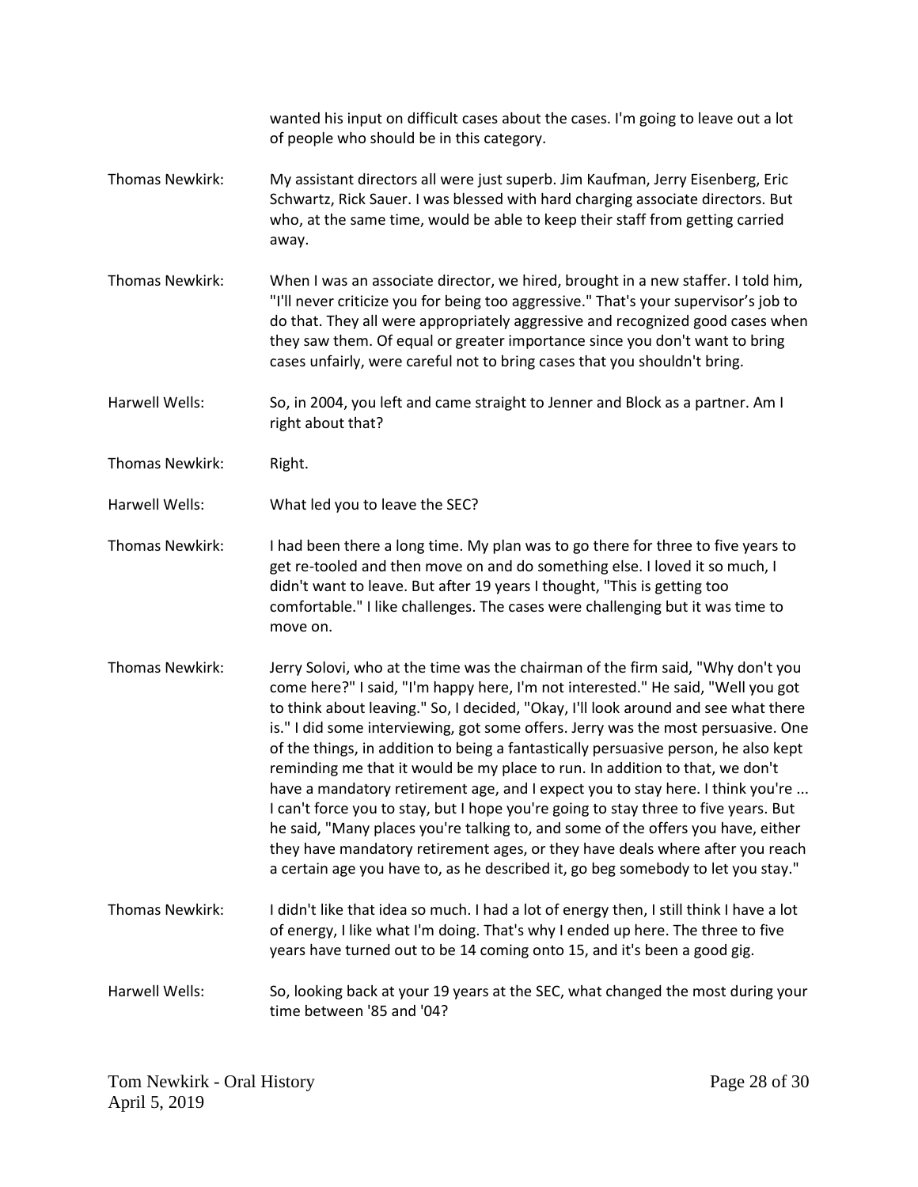wanted his input on difficult cases about the cases. I'm going to leave out a lot of people who should be in this category.

Thomas Newkirk: My assistant directors all were just superb. Jim Kaufman, Jerry Eisenberg, Eric Schwartz, Rick Sauer. I was blessed with hard charging associate directors. But who, at the same time, would be able to keep their staff from getting carried away.

Thomas Newkirk: When I was an associate director, we hired, brought in a new staffer. I told him, "I'll never criticize you for being too aggressive." That's your supervisor's job to do that. They all were appropriately aggressive and recognized good cases when they saw them. Of equal or greater importance since you don't want to bring cases unfairly, were careful not to bring cases that you shouldn't bring.

Harwell Wells: So, in 2004, you left and came straight to Jenner and Block as a partner. Am I right about that?

Thomas Newkirk: Right.

Harwell Wells: What led you to leave the SEC?

Thomas Newkirk: I had been there a long time. My plan was to go there for three to five years to get re-tooled and then move on and do something else. I loved it so much, I didn't want to leave. But after 19 years I thought, "This is getting too comfortable." I like challenges. The cases were challenging but it was time to move on.

Thomas Newkirk: Jerry Solovi, who at the time was the chairman of the firm said, "Why don't you come here?" I said, "I'm happy here, I'm not interested." He said, "Well you got to think about leaving." So, I decided, "Okay, I'll look around and see what there is." I did some interviewing, got some offers. Jerry was the most persuasive. One of the things, in addition to being a fantastically persuasive person, he also kept reminding me that it would be my place to run. In addition to that, we don't have a mandatory retirement age, and I expect you to stay here. I think you're ... I can't force you to stay, but I hope you're going to stay three to five years. But he said, "Many places you're talking to, and some of the offers you have, either they have mandatory retirement ages, or they have deals where after you reach a certain age you have to, as he described it, go beg somebody to let you stay."

Thomas Newkirk: I didn't like that idea so much. I had a lot of energy then, I still think I have a lot of energy, I like what I'm doing. That's why I ended up here. The three to five years have turned out to be 14 coming onto 15, and it's been a good gig.

Harwell Wells: So, looking back at your 19 years at the SEC, what changed the most during your time between '85 and '04?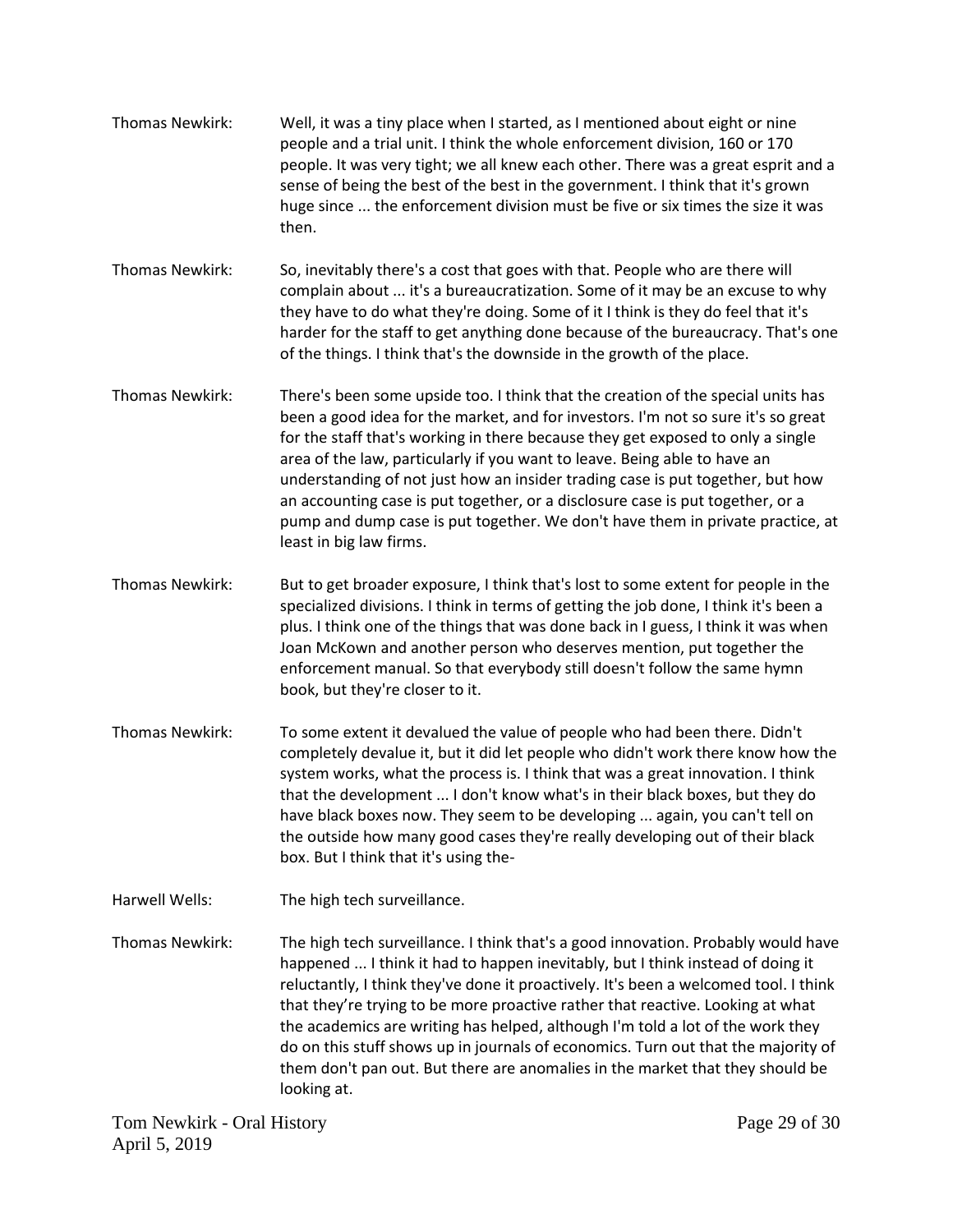Thomas Newkirk: Well, it was a tiny place when I started, as I mentioned about eight or nine people and a trial unit. I think the whole enforcement division, 160 or 170 people. It was very tight; we all knew each other. There was a great esprit and a sense of being the best of the best in the government. I think that it's grown huge since ... the enforcement division must be five or six times the size it was then.

Thomas Newkirk: So, inevitably there's a cost that goes with that. People who are there will complain about ... it's a bureaucratization. Some of it may be an excuse to why they have to do what they're doing. Some of it I think is they do feel that it's harder for the staff to get anything done because of the bureaucracy. That's one of the things. I think that's the downside in the growth of the place.

Thomas Newkirk: There's been some upside too. I think that the creation of the special units has been a good idea for the market, and for investors. I'm not so sure it's so great for the staff that's working in there because they get exposed to only a single area of the law, particularly if you want to leave. Being able to have an understanding of not just how an insider trading case is put together, but how an accounting case is put together, or a disclosure case is put together, or a pump and dump case is put together. We don't have them in private practice, at least in big law firms.

Thomas Newkirk: But to get broader exposure, I think that's lost to some extent for people in the specialized divisions. I think in terms of getting the job done, I think it's been a plus. I think one of the things that was done back in I guess, I think it was when Joan McKown and another person who deserves mention, put together the enforcement manual. So that everybody still doesn't follow the same hymn book, but they're closer to it.

Thomas Newkirk: To some extent it devalued the value of people who had been there. Didn't completely devalue it, but it did let people who didn't work there know how the system works, what the process is. I think that was a great innovation. I think that the development ... I don't know what's in their black boxes, but they do have black boxes now. They seem to be developing ... again, you can't tell on the outside how many good cases they're really developing out of their black box. But I think that it's using the-

Harwell Wells: The high tech surveillance.

Thomas Newkirk: The high tech surveillance. I think that's a good innovation. Probably would have happened ... I think it had to happen inevitably, but I think instead of doing it reluctantly, I think they've done it proactively. It's been a welcomed tool. I think that they're trying to be more proactive rather that reactive. Looking at what the academics are writing has helped, although I'm told a lot of the work they do on this stuff shows up in journals of economics. Turn out that the majority of them don't pan out. But there are anomalies in the market that they should be looking at.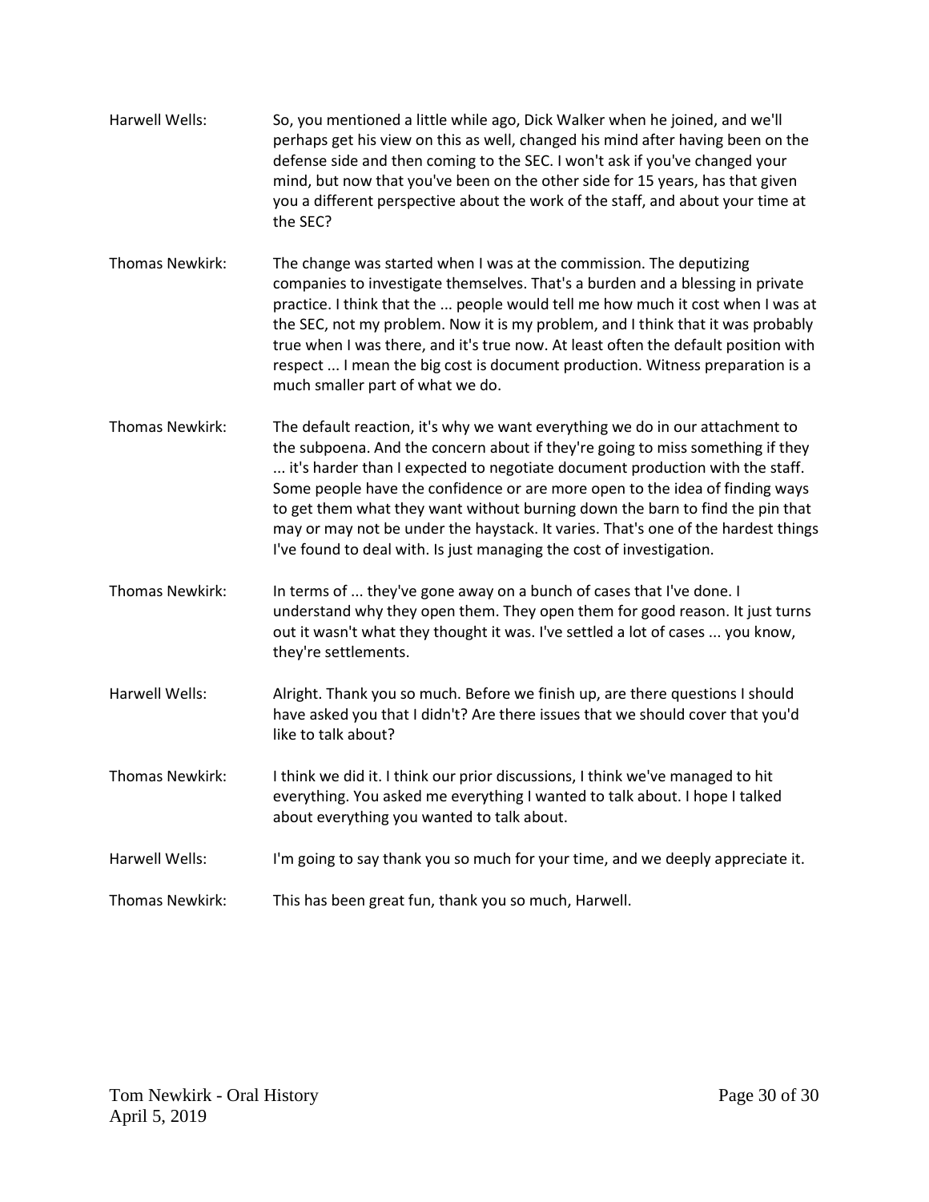Harwell Wells: So, you mentioned a little while ago, Dick Walker when he joined, and we'll perhaps get his view on this as well, changed his mind after having been on the defense side and then coming to the SEC. I won't ask if you've changed your mind, but now that you've been on the other side for 15 years, has that given you a different perspective about the work of the staff, and about your time at the SEC?

Thomas Newkirk: The change was started when I was at the commission. The deputizing companies to investigate themselves. That's a burden and a blessing in private practice. I think that the ... people would tell me how much it cost when I was at the SEC, not my problem. Now it is my problem, and I think that it was probably true when I was there, and it's true now. At least often the default position with respect ... I mean the big cost is document production. Witness preparation is a much smaller part of what we do.

Thomas Newkirk: The default reaction, it's why we want everything we do in our attachment to the subpoena. And the concern about if they're going to miss something if they ... it's harder than I expected to negotiate document production with the staff. Some people have the confidence or are more open to the idea of finding ways to get them what they want without burning down the barn to find the pin that may or may not be under the haystack. It varies. That's one of the hardest things I've found to deal with. Is just managing the cost of investigation.

Thomas Newkirk: In terms of ... they've gone away on a bunch of cases that I've done. I understand why they open them. They open them for good reason. It just turns out it wasn't what they thought it was. I've settled a lot of cases ... you know, they're settlements.

Harwell Wells: Alright. Thank you so much. Before we finish up, are there questions I should have asked you that I didn't? Are there issues that we should cover that you'd like to talk about?

Thomas Newkirk: I think we did it. I think our prior discussions, I think we've managed to hit everything. You asked me everything I wanted to talk about. I hope I talked about everything you wanted to talk about.

Harwell Wells: I'm going to say thank you so much for your time, and we deeply appreciate it.

Thomas Newkirk: This has been great fun, thank you so much, Harwell.